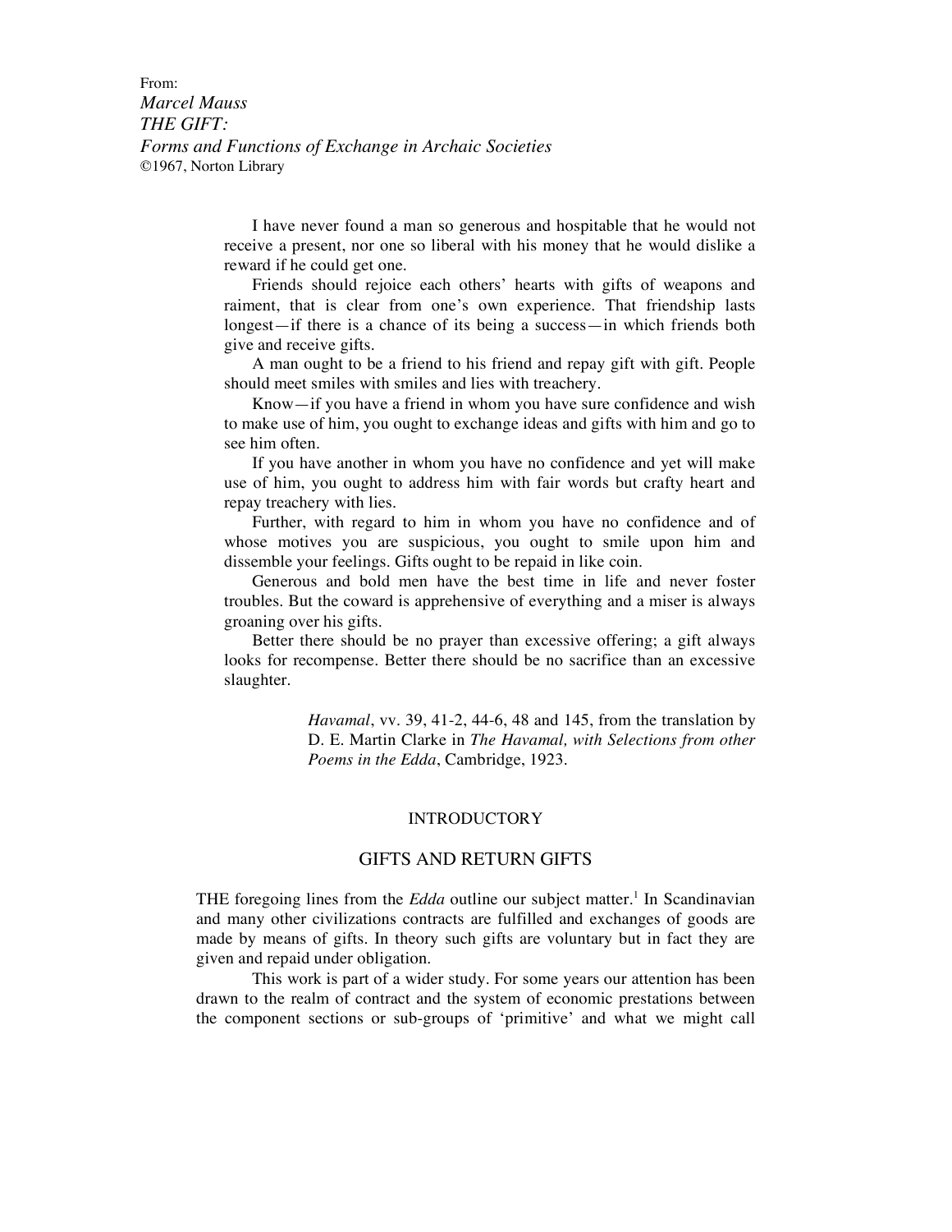From:
*Marcel Mauss*
*THE GIFT:*
*Forms and Functions of Exchange in Archaic Societies*
©1967, Norton Library

> I have never found a man so generous and hospitable that he would not receive a present, nor one so liberal with his money that he would dislike a reward if he could get one.
>
> Friends should rejoice each others' hearts with gifts of weapons and raiment, that is clear from one's own experience. That friendship lasts longest—if there is a chance of its being a success—in which friends both give and receive gifts.
>
> A man ought to be a friend to his friend and repay gift with gift. People should meet smiles with smiles and lies with treachery.
>
> Know—if you have a friend in whom you have sure confidence and wish to make use of him, you ought to exchange ideas and gifts with him and go to see him often.
>
> If you have another in whom you have no confidence and yet will make use of him, you ought to address him with fair words but crafty heart and repay treachery with lies.
>
> Further, with regard to him in whom you have no confidence and of whose motives you are suspicious, you ought to smile upon him and dissemble your feelings. Gifts ought to be repaid in like coin.
>
> Generous and bold men have the best time in life and never foster troubles. But the coward is apprehensive of everything and a miser is always groaning over his gifts.
>
> Better there should be no prayer than excessive offering; a gift always looks for recompense. Better there should be no sacrifice than an excessive slaughter.
>
> *Havamal*, vv. 39, 41-2, 44-6, 48 and 145, from the translation by D. E. Martin Clarke in *The Havamal, with Selections from other Poems in the Edda*, Cambridge, 1923.

## INTRODUCTORY

## GIFTS AND RETURN GIFTS

THE foregoing lines from the *Edda* outline our subject matter.[1] In Scandinavian and many other civilizations contracts are fulfilled and exchanges of goods are made by means of gifts. In theory such gifts are voluntary but in fact they are given and repaid under obligation.

This work is part of a wider study. For some years our attention has been drawn to the realm of contract and the system of economic prestations between the component sections or sub-groups of 'primitive' and what we might call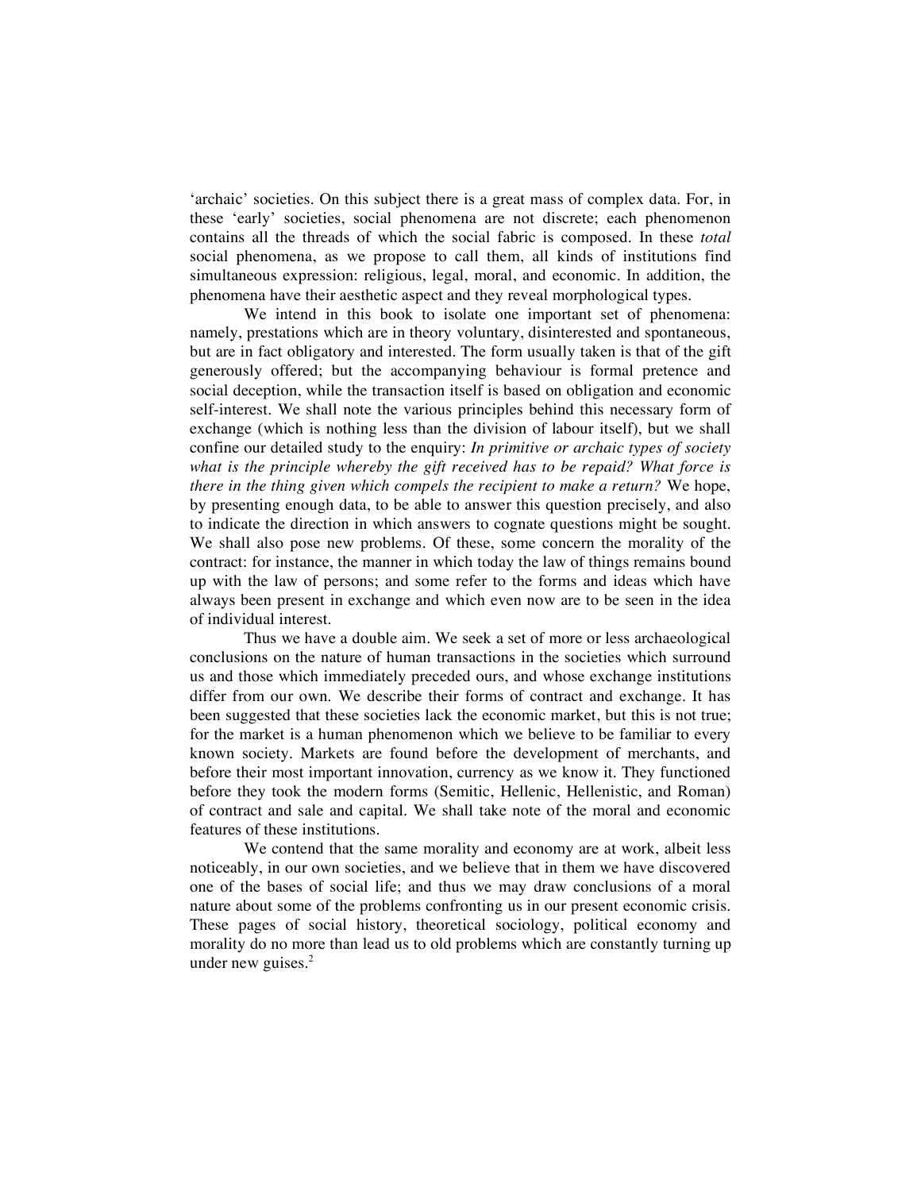'archaic' societies. On this subject there is a great mass of complex data. For, in these 'early' societies, social phenomena are not discrete; each phenomenon contains all the threads of which the social fabric is composed. In these *total* social phenomena, as we propose to call them, all kinds of institutions find simultaneous expression: religious, legal, moral, and economic. In addition, the phenomena have their aesthetic aspect and they reveal morphological types.

We intend in this book to isolate one important set of phenomena: namely, prestations which are in theory voluntary, disinterested and spontaneous, but are in fact obligatory and interested. The form usually taken is that of the gift generously offered; but the accompanying behaviour is formal pretence and social deception, while the transaction itself is based on obligation and economic self-interest. We shall note the various principles behind this necessary form of exchange (which is nothing less than the division of labour itself), but we shall confine our detailed study to the enquiry: *In primitive or archaic types of society what is the principle whereby the gift received has to be repaid? What force is there in the thing given which compels the recipient to make a return?* We hope, by presenting enough data, to be able to answer this question precisely, and also to indicate the direction in which answers to cognate questions might be sought. We shall also pose new problems. Of these, some concern the morality of the contract: for instance, the manner in which today the law of things remains bound up with the law of persons; and some refer to the forms and ideas which have always been present in exchange and which even now are to be seen in the idea of individual interest.

Thus we have a double aim. We seek a set of more or less archaeological conclusions on the nature of human transactions in the societies which surround us and those which immediately preceded ours, and whose exchange institutions differ from our own. We describe their forms of contract and exchange. It has been suggested that these societies lack the economic market, but this is not true; for the market is a human phenomenon which we believe to be familiar to every known society. Markets are found before the development of merchants, and before their most important innovation, currency as we know it. They functioned before they took the modern forms (Semitic, Hellenic, Hellenistic, and Roman) of contract and sale and capital. We shall take note of the moral and economic features of these institutions.

We contend that the same morality and economy are at work, albeit less noticeably, in our own societies, and we believe that in them we have discovered one of the bases of social life; and thus we may draw conclusions of a moral nature about some of the problems confronting us in our present economic crisis. These pages of social history, theoretical sociology, political economy and morality do no more than lead us to old problems which are constantly turning up under new guises.[2]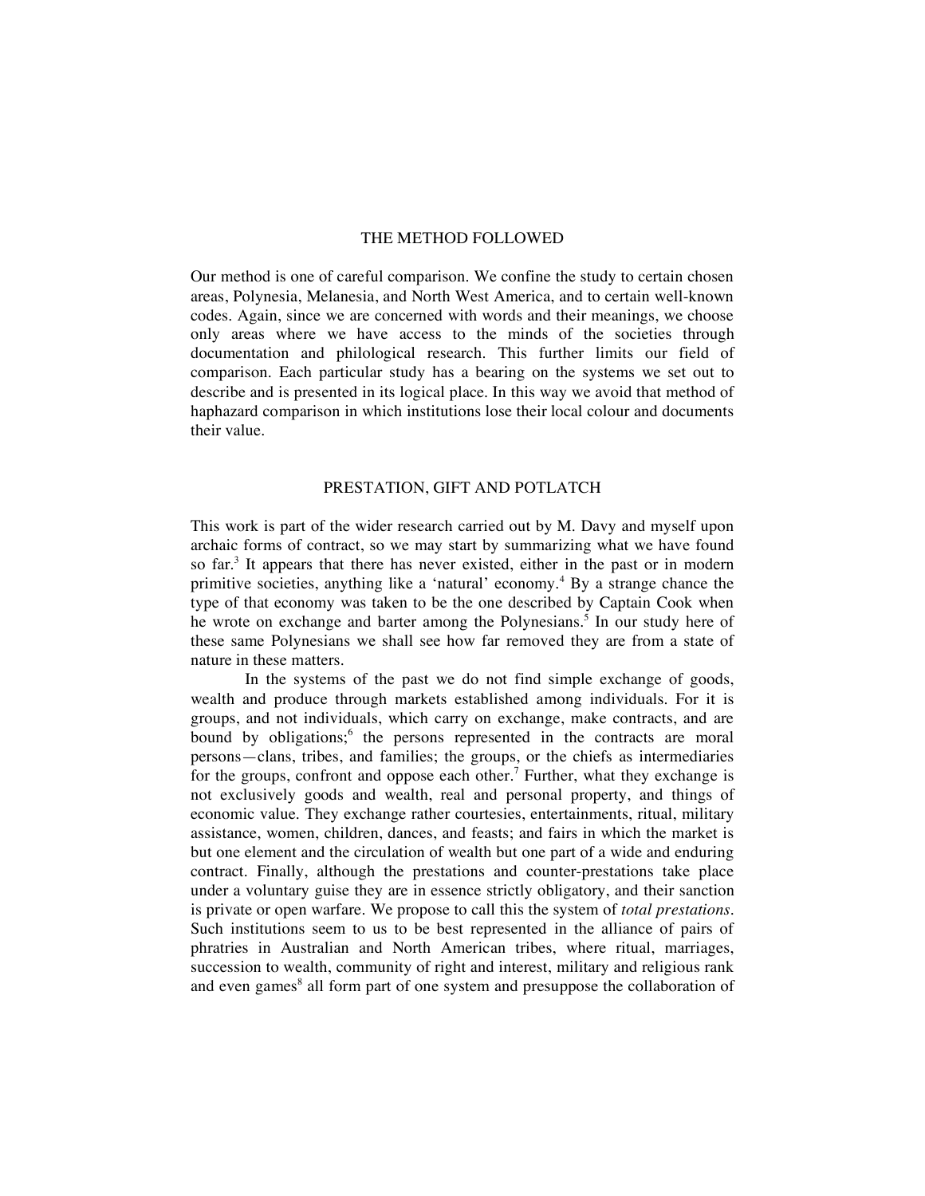## THE METHOD FOLLOWED

Our method is one of careful comparison. We confine the study to certain chosen areas, Polynesia, Melanesia, and North West America, and to certain well-known codes. Again, since we are concerned with words and their meanings, we choose only areas where we have access to the minds of the societies through documentation and philological research. This further limits our field of comparison. Each particular study has a bearing on the systems we set out to describe and is presented in its logical place. In this way we avoid that method of haphazard comparison in which institutions lose their local colour and documents their value.

## PRESTATION, GIFT AND POTLATCH

This work is part of the wider research carried out by M. Davy and myself upon archaic forms of contract, so we may start by summarizing what we have found so far.[3] It appears that there has never existed, either in the past or in modern primitive societies, anything like a 'natural' economy.[4] By a strange chance the type of that economy was taken to be the one described by Captain Cook when he wrote on exchange and barter among the Polynesians.[5] In our study here of these same Polynesians we shall see how far removed they are from a state of nature in these matters.

In the systems of the past we do not find simple exchange of goods, wealth and produce through markets established among individuals. For it is groups, and not individuals, which carry on exchange, make contracts, and are bound by obligations;[6] the persons represented in the contracts are moral persons—clans, tribes, and families; the groups, or the chiefs as intermediaries for the groups, confront and oppose each other.[7] Further, what they exchange is not exclusively goods and wealth, real and personal property, and things of economic value. They exchange rather courtesies, entertainments, ritual, military assistance, women, children, dances, and feasts; and fairs in which the market is but one element and the circulation of wealth but one part of a wide and enduring contract. Finally, although the prestations and counter-prestations take place under a voluntary guise they are in essence strictly obligatory, and their sanction is private or open warfare. We propose to call this the system of *total prestations*. Such institutions seem to us to be best represented in the alliance of pairs of phratries in Australian and North American tribes, where ritual, marriages, succession to wealth, community of right and interest, military and religious rank and even games[8] all form part of one system and presuppose the collaboration of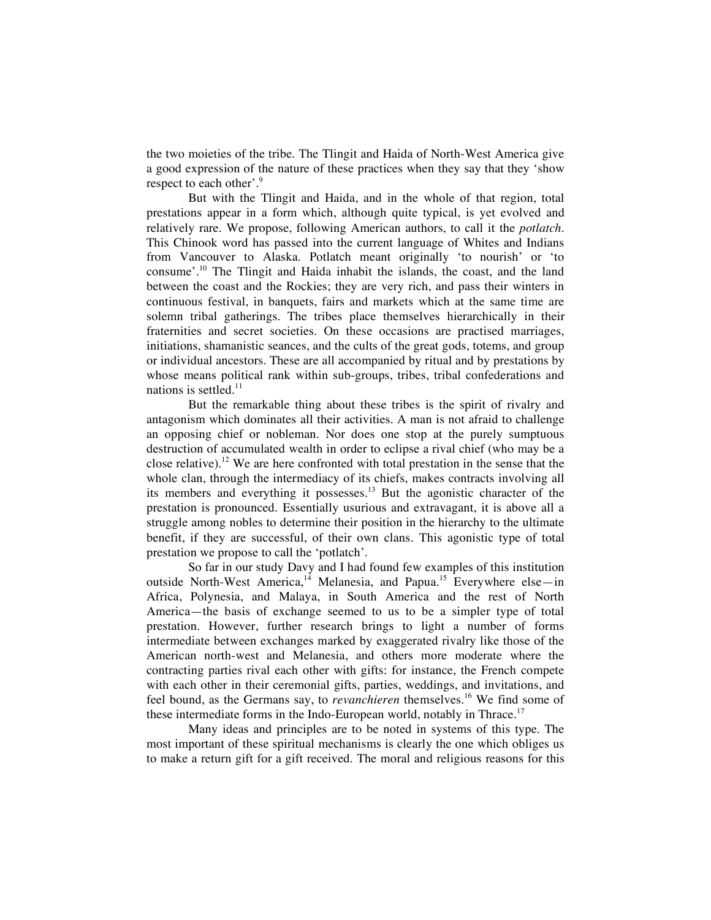the two moieties of the tribe. The Tlingit and Haida of North-West America give a good expression of the nature of these practices when they say that they 'show respect to each other'.[9]

But with the Tlingit and Haida, and in the whole of that region, total prestations appear in a form which, although quite typical, is yet evolved and relatively rare. We propose, following American authors, to call it the *potlatch*. This Chinook word has passed into the current language of Whites and Indians from Vancouver to Alaska. Potlatch meant originally 'to nourish' or 'to consume'.[10] The Tlingit and Haida inhabit the islands, the coast, and the land between the coast and the Rockies; they are very rich, and pass their winters in continuous festival, in banquets, fairs and markets which at the same time are solemn tribal gatherings. The tribes place themselves hierarchically in their fraternities and secret societies. On these occasions are practised marriages, initiations, shamanistic seances, and the cults of the great gods, totems, and group or individual ancestors. These are all accompanied by ritual and by prestations by whose means political rank within sub-groups, tribes, tribal confederations and nations is settled.[11]

But the remarkable thing about these tribes is the spirit of rivalry and antagonism which dominates all their activities. A man is not afraid to challenge an opposing chief or nobleman. Nor does one stop at the purely sumptuous destruction of accumulated wealth in order to eclipse a rival chief (who may be a close relative).[12] We are here confronted with total prestation in the sense that the whole clan, through the intermediacy of its chiefs, makes contracts involving all its members and everything it possesses.[13] But the agonistic character of the prestation is pronounced. Essentially usurious and extravagant, it is above all a struggle among nobles to determine their position in the hierarchy to the ultimate benefit, if they are successful, of their own clans. This agonistic type of total prestation we propose to call the 'potlatch'.

So far in our study Davy and I had found few examples of this institution outside North-West America,[14] Melanesia, and Papua.[15] Everywhere else—in Africa, Polynesia, and Malaya, in South America and the rest of North America—the basis of exchange seemed to us to be a simpler type of total prestation. However, further research brings to light a number of forms intermediate between exchanges marked by exaggerated rivalry like those of the American north-west and Melanesia, and others more moderate where the contracting parties rival each other with gifts: for instance, the French compete with each other in their ceremonial gifts, parties, weddings, and invitations, and feel bound, as the Germans say, to *revanchieren* themselves.[16] We find some of these intermediate forms in the Indo-European world, notably in Thrace.[17]

Many ideas and principles are to be noted in systems of this type. The most important of these spiritual mechanisms is clearly the one which obliges us to make a return gift for a gift received. The moral and religious reasons for this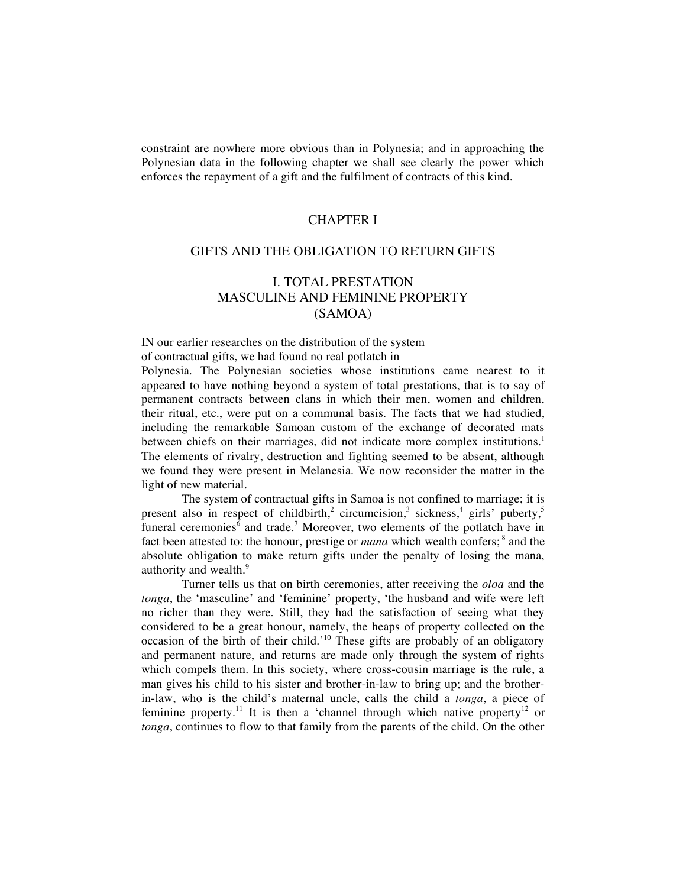constraint are nowhere more obvious than in Polynesia; and in approaching the Polynesian data in the following chapter we shall see clearly the power which enforces the repayment of a gift and the fulfilment of contracts of this kind.

# CHAPTER I

## GIFTS AND THE OBLIGATION TO RETURN GIFTS

### I. TOTAL PRESTATION
### MASCULINE AND FEMININE PROPERTY
### (SAMOA)

IN our earlier researches on the distribution of the system of contractual gifts, we had found no real potlatch in Polynesia. The Polynesian societies whose institutions came nearest to it appeared to have nothing beyond a system of total prestations, that is to say of permanent contracts between clans in which their men, women and children, their ritual, etc., were put on a communal basis. The facts that we had studied, including the remarkable Samoan custom of the exchange of decorated mats between chiefs on their marriages, did not indicate more complex institutions.[1] The elements of rivalry, destruction and fighting seemed to be absent, although we found they were present in Melanesia. We now reconsider the matter in the light of new material.

The system of contractual gifts in Samoa is not confined to marriage; it is present also in respect of childbirth,[2] circumcision,[3] sickness,[4] girls' puberty,[5] funeral ceremonies[6] and trade.[7] Moreover, two elements of the potlatch have in fact been attested to: the honour, prestige or *mana* which wealth confers;[8] and the absolute obligation to make return gifts under the penalty of losing the mana, authority and wealth.[9]

Turner tells us that on birth ceremonies, after receiving the *oloa* and the *tonga*, the 'masculine' and 'feminine' property, 'the husband and wife were left no richer than they were. Still, they had the satisfaction of seeing what they considered to be a great honour, namely, the heaps of property collected on the occasion of the birth of their child.'[10] These gifts are probably of an obligatory and permanent nature, and returns are made only through the system of rights which compels them. In this society, where cross-cousin marriage is the rule, a man gives his child to his sister and brother-in-law to bring up; and the brother-in-law, who is the child's maternal uncle, calls the child a *tonga*, a piece of feminine property.[11] It is then a 'channel through which native property[12] or *tonga*, continues to flow to that family from the parents of the child. On the other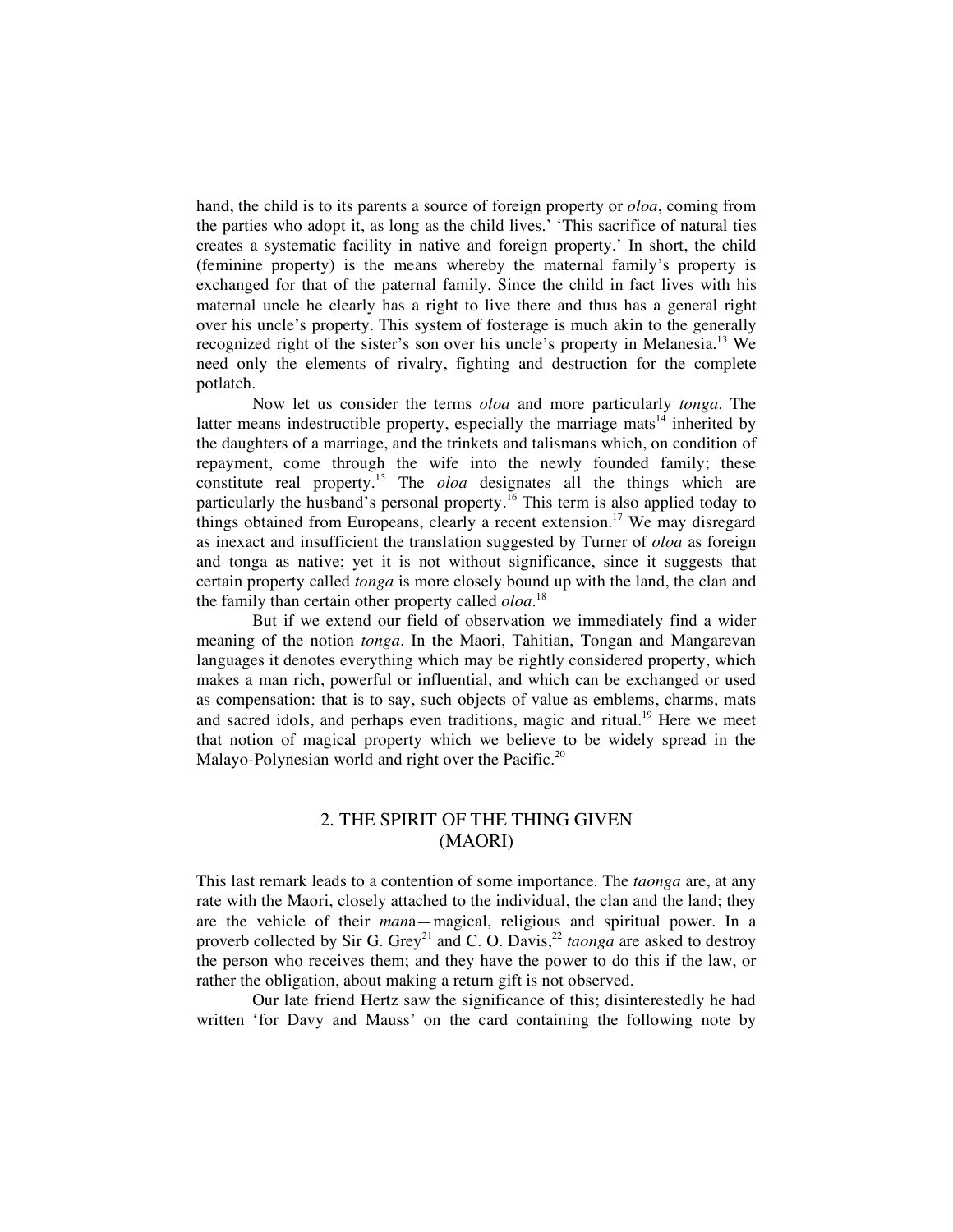hand, the child is to its parents a source of foreign property or *oloa*, coming from the parties who adopt it, as long as the child lives.' 'This sacrifice of natural ties creates a systematic facility in native and foreign property.' In short, the child (feminine property) is the means whereby the maternal family's property is exchanged for that of the paternal family. Since the child in fact lives with his maternal uncle he clearly has a right to live there and thus has a general right over his uncle's property. This system of fosterage is much akin to the generally recognized right of the sister's son over his uncle's property in Melanesia.[13] We need only the elements of rivalry, fighting and destruction for the complete potlatch.

Now let us consider the terms *oloa* and more particularly *tonga*. The latter means indestructible property, especially the marriage mats[14] inherited by the daughters of a marriage, and the trinkets and talismans which, on condition of repayment, come through the wife into the newly founded family; these constitute real property.[15] The *oloa* designates all the things which are particularly the husband's personal property.[16] This term is also applied today to things obtained from Europeans, clearly a recent extension.[17] We may disregard as inexact and insufficient the translation suggested by Turner of *oloa* as foreign and tonga as native; yet it is not without significance, since it suggests that certain property called *tonga* is more closely bound up with the land, the clan and the family than certain other property called *oloa*.[18]

But if we extend our field of observation we immediately find a wider meaning of the notion *tonga*. In the Maori, Tahitian, Tongan and Mangarevan languages it denotes everything which may be rightly considered property, which makes a man rich, powerful or influential, and which can be exchanged or used as compensation: that is to say, such objects of value as emblems, charms, mats and sacred idols, and perhaps even traditions, magic and ritual.[19] Here we meet that notion of magical property which we believe to be widely spread in the Malayo-Polynesian world and right over the Pacific.[20]

## 2. THE SPIRIT OF THE THING GIVEN (MAORI)

This last remark leads to a contention of some importance. The *taonga* are, at any rate with the Maori, closely attached to the individual, the clan and the land; they are the vehicle of their *man*a—magical, religious and spiritual power. In a proverb collected by Sir G. Grey[21] and C. O. Davis,[22] *taonga* are asked to destroy the person who receives them; and they have the power to do this if the law, or rather the obligation, about making a return gift is not observed.

Our late friend Hertz saw the significance of this; disinterestedly he had written 'for Davy and Mauss' on the card containing the following note by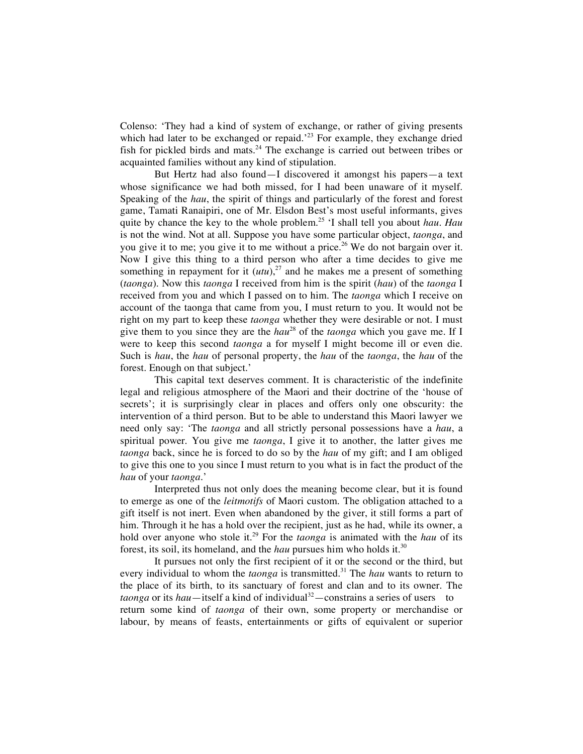Colenso: 'They had a kind of system of exchange, or rather of giving presents which had later to be exchanged or repaid.'[23] For example, they exchange dried fish for pickled birds and mats.[24] The exchange is carried out between tribes or acquainted families without any kind of stipulation.

But Hertz had also found—I discovered it amongst his papers—a text whose significance we had both missed, for I had been unaware of it myself. Speaking of the *hau*, the spirit of things and particularly of the forest and forest game, Tamati Ranaipiri, one of Mr. Elsdon Best's most useful informants, gives quite by chance the key to the whole problem.[25] 'I shall tell you about *hau*. *Hau* is not the wind. Not at all. Suppose you have some particular object, *taonga*, and you give it to me; you give it to me without a price.[26] We do not bargain over it. Now I give this thing to a third person who after a time decides to give me something in repayment for it (*utu*),[27] and he makes me a present of something (*taonga*). Now this *taonga* I received from him is the spirit (*hau*) of the *taonga* I received from you and which I passed on to him. The *taonga* which I receive on account of the taonga that came from you, I must return to you. It would not be right on my part to keep these *taonga* whether they were desirable or not. I must give them to you since they are the *hau*[28] of the *taonga* which you gave me. If I were to keep this second *taonga* a for myself I might become ill or even die. Such is *hau*, the *hau* of personal property, the *hau* of the *taonga*, the *hau* of the forest. Enough on that subject.'

This capital text deserves comment. It is characteristic of the indefinite legal and religious atmosphere of the Maori and their doctrine of the 'house of secrets'; it is surprisingly clear in places and offers only one obscurity: the intervention of a third person. But to be able to understand this Maori lawyer we need only say: 'The *taonga* and all strictly personal possessions have a *hau*, a spiritual power. You give me *taonga*, I give it to another, the latter gives me *taonga* back, since he is forced to do so by the *hau* of my gift; and I am obliged to give this one to you since I must return to you what is in fact the product of the *hau* of your *taonga*.'

Interpreted thus not only does the meaning become clear, but it is found to emerge as one of the *leitmotifs* of Maori custom. The obligation attached to a gift itself is not inert. Even when abandoned by the giver, it still forms a part of him. Through it he has a hold over the recipient, just as he had, while its owner, a hold over anyone who stole it.[29] For the *taonga* is animated with the *hau* of its forest, its soil, its homeland, and the *hau* pursues him who holds it.[30]

It pursues not only the first recipient of it or the second or the third, but every individual to whom the *taonga* is transmitted.[31] The *hau* wants to return to the place of its birth, to its sanctuary of forest and clan and to its owner. The *taonga* or its *hau*—itself a kind of individual[32]—constrains a series of users to return some kind of *taonga* of their own, some property or merchandise or labour, by means of feasts, entertainments or gifts of equivalent or superior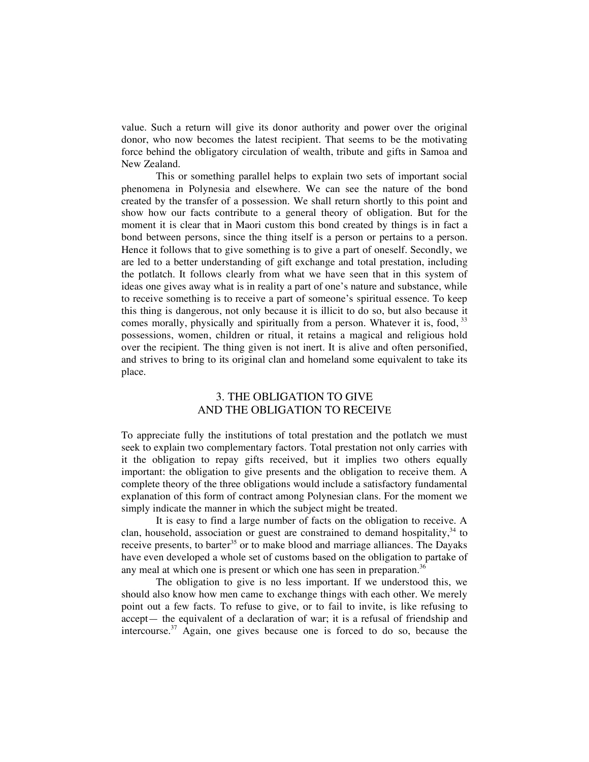value. Such a return will give its donor authority and power over the original donor, who now becomes the latest recipient. That seems to be the motivating force behind the obligatory circulation of wealth, tribute and gifts in Samoa and New Zealand.

This or something parallel helps to explain two sets of important social phenomena in Polynesia and elsewhere. We can see the nature of the bond created by the transfer of a possession. We shall return shortly to this point and show how our facts contribute to a general theory of obligation. But for the moment it is clear that in Maori custom this bond created by things is in fact a bond between persons, since the thing itself is a person or pertains to a person. Hence it follows that to give something is to give a part of oneself. Secondly, we are led to a better understanding of gift exchange and total prestation, including the potlatch. It follows clearly from what we have seen that in this system of ideas one gives away what is in reality a part of one's nature and substance, while to receive something is to receive a part of someone's spiritual essence. To keep this thing is dangerous, not only because it is illicit to do so, but also because it comes morally, physically and spiritually from a person. Whatever it is, food, [33] possessions, women, children or ritual, it retains a magical and religious hold over the recipient. The thing given is not inert. It is alive and often personified, and strives to bring to its original clan and homeland some equivalent to take its place.

## 3. THE OBLIGATION TO GIVE AND THE OBLIGATION TO RECEIVE

To appreciate fully the institutions of total prestation and the potlatch we must seek to explain two complementary factors. Total prestation not only carries with it the obligation to repay gifts received, but it implies two others equally important: the obligation to give presents and the obligation to receive them. A complete theory of the three obligations would include a satisfactory fundamental explanation of this form of contract among Polynesian clans. For the moment we simply indicate the manner in which the subject might be treated.

It is easy to find a large number of facts on the obligation to receive. A clan, household, association or guest are constrained to demand hospitality,[34] to receive presents, to barter[35] or to make blood and marriage alliances. The Dayaks have even developed a whole set of customs based on the obligation to partake of any meal at which one is present or which one has seen in preparation.[36]

The obligation to give is no less important. If we understood this, we should also know how men came to exchange things with each other. We merely point out a few facts. To refuse to give, or to fail to invite, is like refusing to accept— the equivalent of a declaration of war; it is a refusal of friendship and intercourse.[37] Again, one gives because one is forced to do so, because the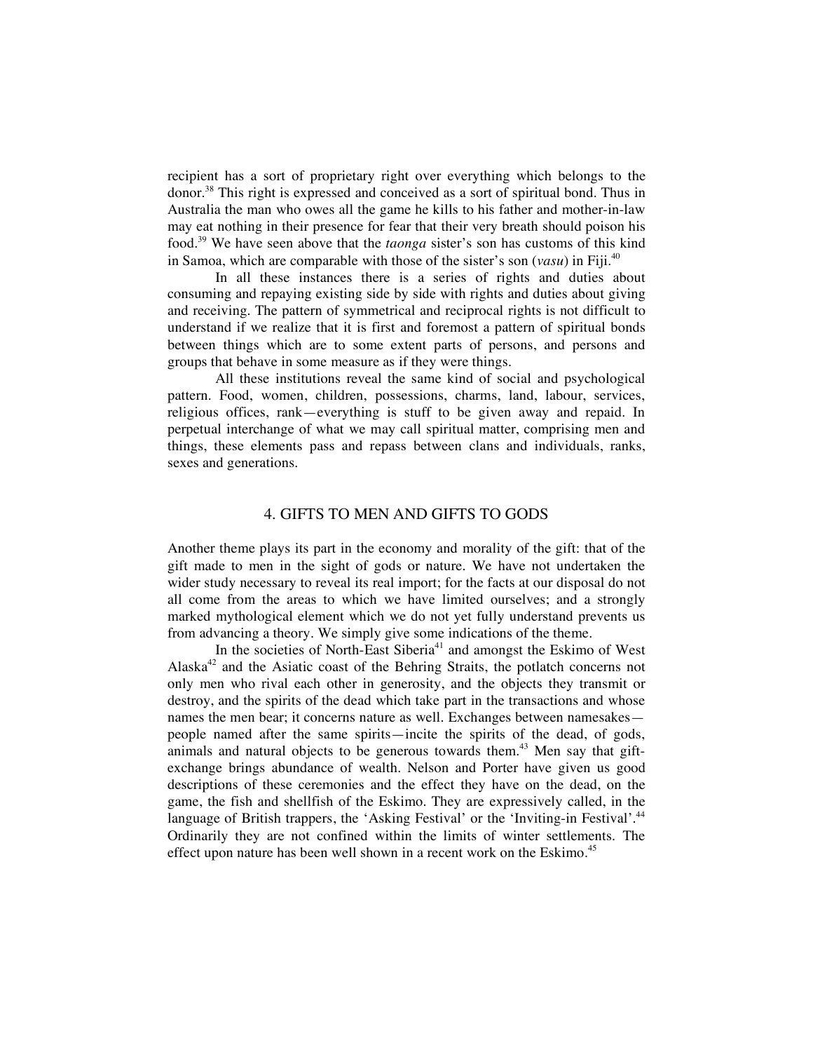recipient has a sort of proprietary right over everything which belongs to the donor.[38] This right is expressed and conceived as a sort of spiritual bond. Thus in Australia the man who owes all the game he kills to his father and mother-in-law may eat nothing in their presence for fear that their very breath should poison his food.[39] We have seen above that the *taonga* sister's son has customs of this kind in Samoa, which are comparable with those of the sister's son (*vasu*) in Fiji.[40]

In all these instances there is a series of rights and duties about consuming and repaying existing side by side with rights and duties about giving and receiving. The pattern of symmetrical and reciprocal rights is not difficult to understand if we realize that it is first and foremost a pattern of spiritual bonds between things which are to some extent parts of persons, and persons and groups that behave in some measure as if they were things.

All these institutions reveal the same kind of social and psychological pattern. Food, women, children, possessions, charms, land, labour, services, religious offices, rank—everything is stuff to be given away and repaid. In perpetual interchange of what we may call spiritual matter, comprising men and things, these elements pass and repass between clans and individuals, ranks, sexes and generations.

## 4. GIFTS TO MEN AND GIFTS TO GODS

Another theme plays its part in the economy and morality of the gift: that of the gift made to men in the sight of gods or nature. We have not undertaken the wider study necessary to reveal its real import; for the facts at our disposal do not all come from the areas to which we have limited ourselves; and a strongly marked mythological element which we do not yet fully understand prevents us from advancing a theory. We simply give some indications of the theme.

In the societies of North-East Siberia[41] and amongst the Eskimo of West Alaska[42] and the Asiatic coast of the Behring Straits, the potlatch concerns not only men who rival each other in generosity, and the objects they transmit or destroy, and the spirits of the dead which take part in the transactions and whose names the men bear; it concerns nature as well. Exchanges between namesakes—people named after the same spirits—incite the spirits of the dead, of gods, animals and natural objects to be generous towards them.[43] Men say that gift-exchange brings abundance of wealth. Nelson and Porter have given us good descriptions of these ceremonies and the effect they have on the dead, on the game, the fish and shellfish of the Eskimo. They are expressively called, in the language of British trappers, the 'Asking Festival' or the 'Inviting-in Festival'.[44] Ordinarily they are not confined within the limits of winter settlements. The effect upon nature has been well shown in a recent work on the Eskimo.[45]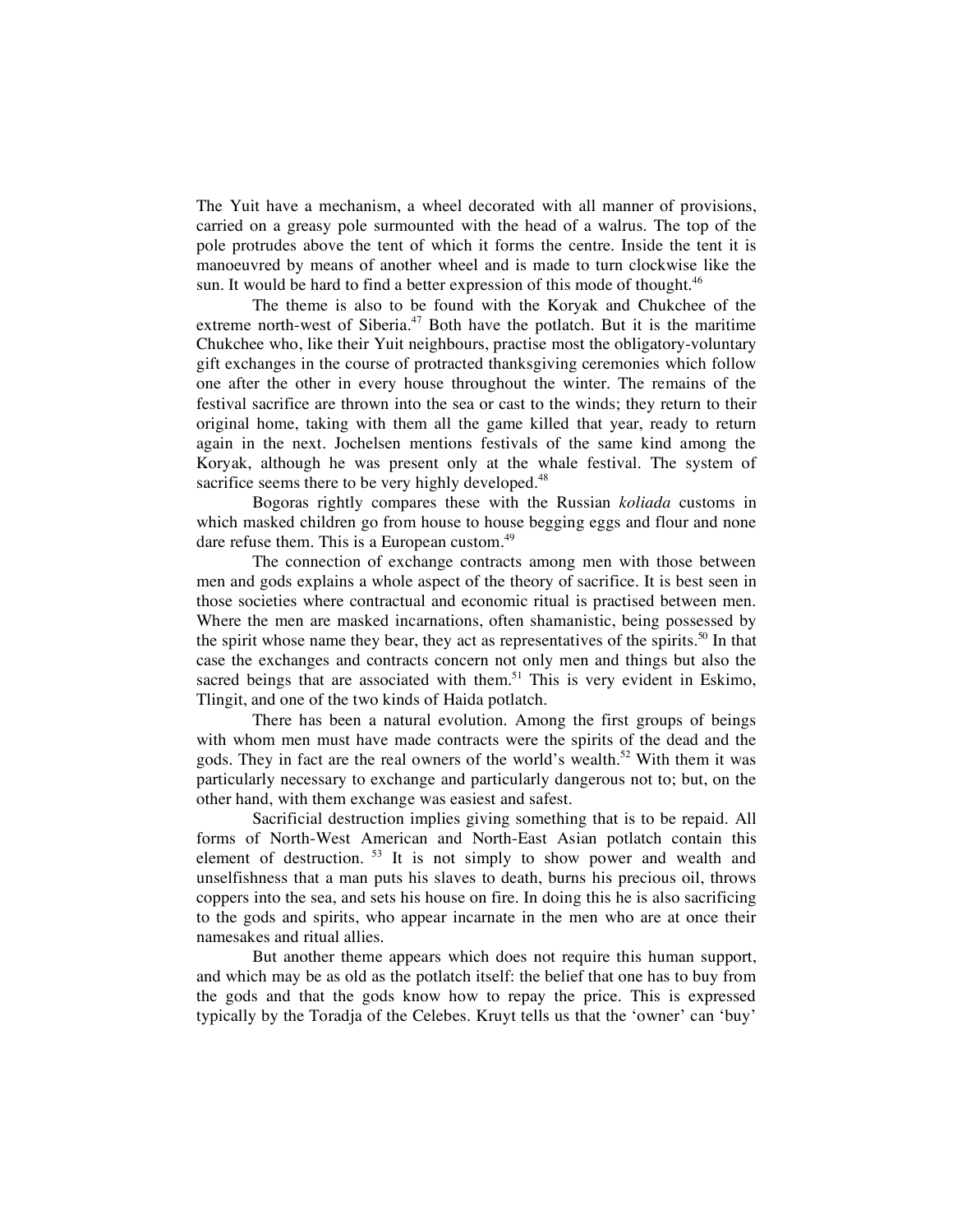The Yuit have a mechanism, a wheel decorated with all manner of provisions, carried on a greasy pole surmounted with the head of a walrus. The top of the pole protrudes above the tent of which it forms the centre. Inside the tent it is manoeuvred by means of another wheel and is made to turn clockwise like the sun. It would be hard to find a better expression of this mode of thought.[46]

The theme is also to be found with the Koryak and Chukchee of the extreme north-west of Siberia.[47] Both have the potlatch. But it is the maritime Chukchee who, like their Yuit neighbours, practise most the obligatory-voluntary gift exchanges in the course of protracted thanksgiving ceremonies which follow one after the other in every house throughout the winter. The remains of the festival sacrifice are thrown into the sea or cast to the winds; they return to their original home, taking with them all the game killed that year, ready to return again in the next. Jochelsen mentions festivals of the same kind among the Koryak, although he was present only at the whale festival. The system of sacrifice seems there to be very highly developed.[48]

Bogoras rightly compares these with the Russian *koliada* customs in which masked children go from house to house begging eggs and flour and none dare refuse them. This is a European custom.[49]

The connection of exchange contracts among men with those between men and gods explains a whole aspect of the theory of sacrifice. It is best seen in those societies where contractual and economic ritual is practised between men. Where the men are masked incarnations, often shamanistic, being possessed by the spirit whose name they bear, they act as representatives of the spirits.[50] In that case the exchanges and contracts concern not only men and things but also the sacred beings that are associated with them.[51] This is very evident in Eskimo, Tlingit, and one of the two kinds of Haida potlatch.

There has been a natural evolution. Among the first groups of beings with whom men must have made contracts were the spirits of the dead and the gods. They in fact are the real owners of the world's wealth.[52] With them it was particularly necessary to exchange and particularly dangerous not to; but, on the other hand, with them exchange was easiest and safest.

Sacrificial destruction implies giving something that is to be repaid. All forms of North-West American and North-East Asian potlatch contain this element of destruction.[53] It is not simply to show power and wealth and unselfishness that a man puts his slaves to death, burns his precious oil, throws coppers into the sea, and sets his house on fire. In doing this he is also sacrificing to the gods and spirits, who appear incarnate in the men who are at once their namesakes and ritual allies.

But another theme appears which does not require this human support, and which may be as old as the potlatch itself: the belief that one has to buy from the gods and that the gods know how to repay the price. This is expressed typically by the Toradja of the Celebes. Kruyt tells us that the 'owner' can 'buy'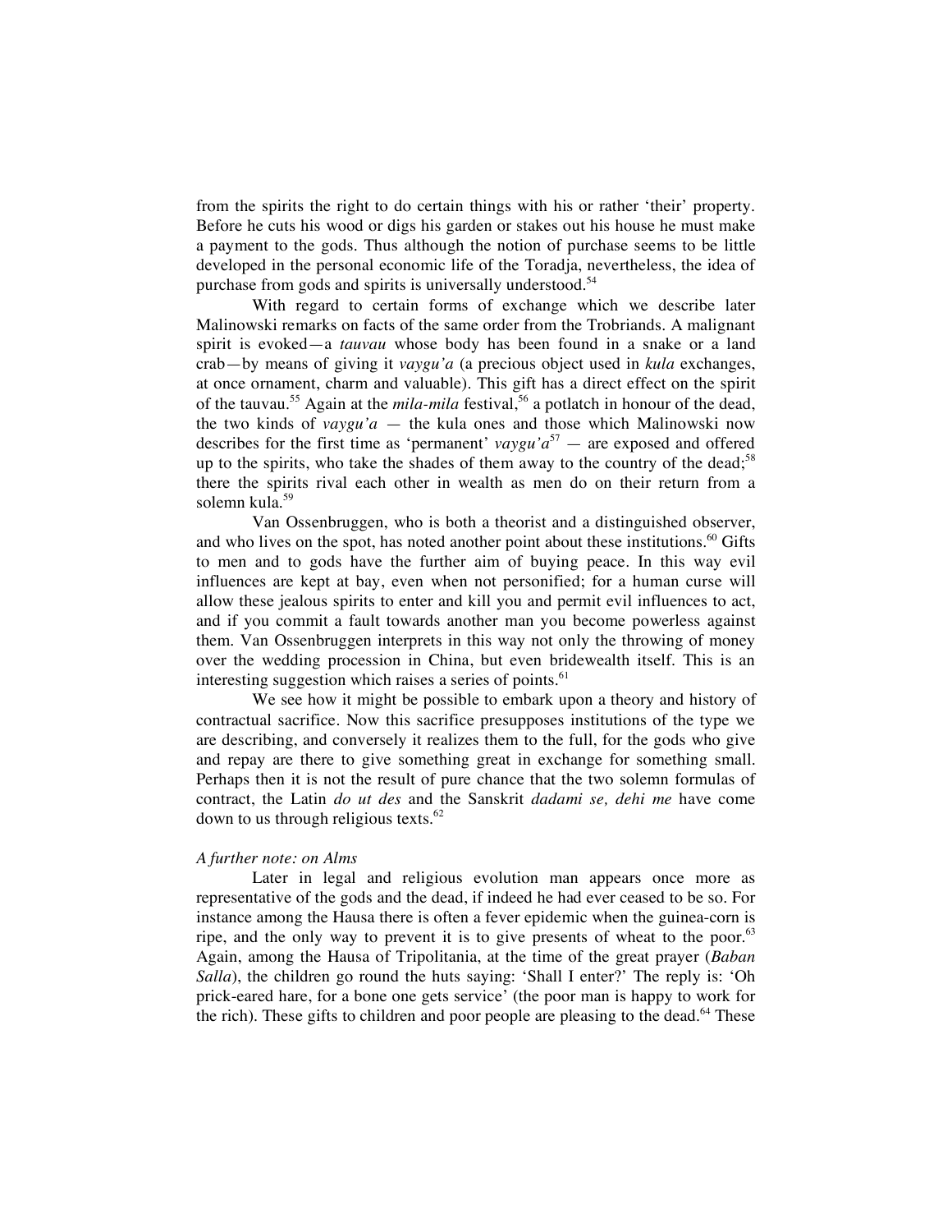from the spirits the right to do certain things with his or rather 'their' property. Before he cuts his wood or digs his garden or stakes out his house he must make a payment to the gods. Thus although the notion of purchase seems to be little developed in the personal economic life of the Toradja, nevertheless, the idea of purchase from gods and spirits is universally understood.[54]

With regard to certain forms of exchange which we describe later Malinowski remarks on facts of the same order from the Trobriands. A malignant spirit is evoked—a *tauvau* whose body has been found in a snake or a land crab—by means of giving it *vaygu'a* (a precious object used in *kula* exchanges, at once ornament, charm and valuable). This gift has a direct effect on the spirit of the tauvau.[55] Again at the *mila-mila* festival,[56] a potlatch in honour of the dead, the two kinds of *vaygu'a* — the kula ones and those which Malinowski now describes for the first time as 'permanent' *vaygu'a*[57] — are exposed and offered up to the spirits, who take the shades of them away to the country of the dead;[58] there the spirits rival each other in wealth as men do on their return from a solemn kula.[59]

Van Ossenbruggen, who is both a theorist and a distinguished observer, and who lives on the spot, has noted another point about these institutions.[60] Gifts to men and to gods have the further aim of buying peace. In this way evil influences are kept at bay, even when not personified; for a human curse will allow these jealous spirits to enter and kill you and permit evil influences to act, and if you commit a fault towards another man you become powerless against them. Van Ossenbruggen interprets in this way not only the throwing of money over the wedding procession in China, but even bridewealth itself. This is an interesting suggestion which raises a series of points.[61]

We see how it might be possible to embark upon a theory and history of contractual sacrifice. Now this sacrifice presupposes institutions of the type we are describing, and conversely it realizes them to the full, for the gods who give and repay are there to give something great in exchange for something small. Perhaps then it is not the result of pure chance that the two solemn formulas of contract, the Latin *do ut des* and the Sanskrit *dadami se, dehi me* have come down to us through religious texts.[62]

*A further note: on Alms*

Later in legal and religious evolution man appears once more as representative of the gods and the dead, if indeed he had ever ceased to be so. For instance among the Hausa there is often a fever epidemic when the guinea-corn is ripe, and the only way to prevent it is to give presents of wheat to the poor.[63] Again, among the Hausa of Tripolitania, at the time of the great prayer (*Baban Salla*), the children go round the huts saying: 'Shall I enter?' The reply is: 'Oh prick-eared hare, for a bone one gets service' (the poor man is happy to work for the rich). These gifts to children and poor people are pleasing to the dead.[64] These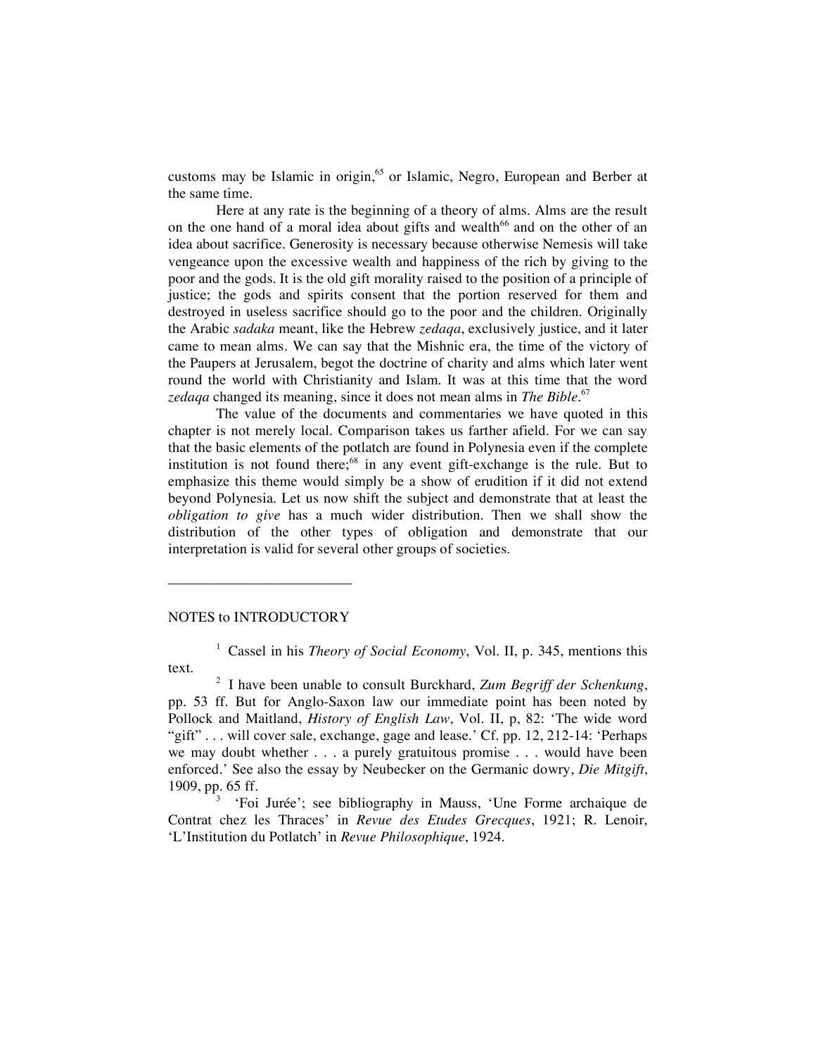customs may be Islamic in origin,[65] or Islamic, Negro, European and Berber at the same time.

Here at any rate is the beginning of a theory of alms. Alms are the result on the one hand of a moral idea about gifts and wealth[66] and on the other of an idea about sacrifice. Generosity is necessary because otherwise Nemesis will take vengeance upon the excessive wealth and happiness of the rich by giving to the poor and the gods. It is the old gift morality raised to the position of a principle of justice; the gods and spirits consent that the portion reserved for them and destroyed in useless sacrifice should go to the poor and the children. Originally the Arabic *sadaka* meant, like the Hebrew *zedaqa*, exclusively justice, and it later came to mean alms. We can say that the Mishnic era, the time of the victory of the Paupers at Jerusalem, begot the doctrine of charity and alms which later went round the world with Christianity and Islam. It was at this time that the word *zedaqa* changed its meaning, since it does not mean alms in *The Bible*.[67]

The value of the documents and commentaries we have quoted in this chapter is not merely local. Comparison takes us farther afield. For we can say that the basic elements of the potlatch are found in Polynesia even if the complete institution is not found there;[68] in any event gift-exchange is the rule. But to emphasize this theme would simply be a show of erudition if it did not extend beyond Polynesia. Let us now shift the subject and demonstrate that at least the *obligation to give* has a much wider distribution. Then we shall show the distribution of the other types of obligation and demonstrate that our interpretation is valid for several other groups of societies.

---

NOTES to INTRODUCTORY

[1] Cassel in his *Theory of Social Economy*, Vol. II, p. 345, mentions this text.

[2] I have been unable to consult Burckhard, *Zum Begriff der Schenkung*, pp. 53 ff. But for Anglo-Saxon law our immediate point has been noted by Pollock and Maitland, *History of English Law*, Vol. II, p, 82: 'The wide word "gift" . . . will cover sale, exchange, gage and lease.' Cf. pp. 12, 212-14: 'Perhaps we may doubt whether . . . a purely gratuitous promise . . . would have been enforced.' See also the essay by Neubecker on the Germanic dowry, *Die Mitgift*, 1909, pp. 65 ff.

[3] 'Foi Jurée'; see bibliography in Mauss, 'Une Forme archaique de Contrat chez les Thraces' in *Revue des Etudes Grecques*, 1921; R. Lenoir, 'L'Institution du Potlatch' in *Revue Philosophique*, 1924.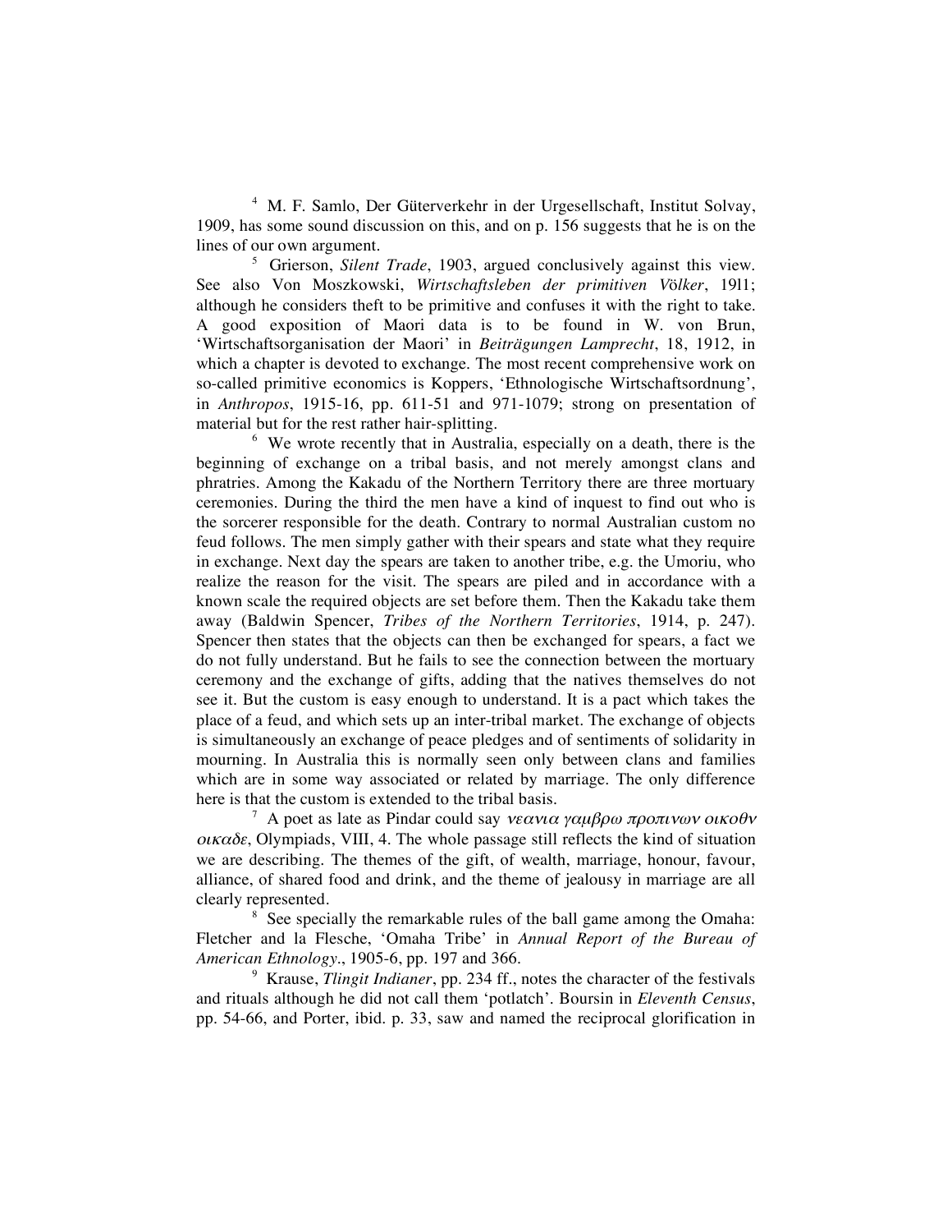[4] M. F. Samlo, Der Güterverkehr in der Urgesellschaft, Institut Solvay, 1909, has some sound discussion on this, and on p. 156 suggests that he is on the lines of our own argument.

[5] Grierson, *Silent Trade*, 1903, argued conclusively against this view. See also Von Moszkowski, *Wirtschaftsleben der primitiven Völker*, 19l1; although he considers theft to be primitive and confuses it with the right to take. A good exposition of Maori data is to be found in W. von Brun, 'Wirtschaftsorganisation der Maori' in *Beiträgungen Lamprecht*, 18, 1912, in which a chapter is devoted to exchange. The most recent comprehensive work on so-called primitive economics is Koppers, 'Ethnologische Wirtschaftsordnung', in *Anthropos*, 1915-16, pp. 611-51 and 971-1079; strong on presentation of material but for the rest rather hair-splitting.

[6] We wrote recently that in Australia, especially on a death, there is the beginning of exchange on a tribal basis, and not merely amongst clans and phratries. Among the Kakadu of the Northern Territory there are three mortuary ceremonies. During the third the men have a kind of inquest to find out who is the sorcerer responsible for the death. Contrary to normal Australian custom no feud follows. The men simply gather with their spears and state what they require in exchange. Next day the spears are taken to another tribe, e.g. the Umoriu, who realize the reason for the visit. The spears are piled and in accordance with a known scale the required objects are set before them. Then the Kakadu take them away (Baldwin Spencer, *Tribes of the Northern Territories*, 1914, p. 247). Spencer then states that the objects can then be exchanged for spears, a fact we do not fully understand. But he fails to see the connection between the mortuary ceremony and the exchange of gifts, adding that the natives themselves do not see it. But the custom is easy enough to understand. It is a pact which takes the place of a feud, and which sets up an inter-tribal market. The exchange of objects is simultaneously an exchange of peace pledges and of sentiments of solidarity in mourning. In Australia this is normally seen only between clans and families which are in some way associated or related by marriage. The only difference here is that the custom is extended to the tribal basis.

[7] A poet as late as Pindar could say *νεανια γαμβρω προπινων οικοθν οικαδε*, Olympiads, VIII, 4. The whole passage still reflects the kind of situation we are describing. The themes of the gift, of wealth, marriage, honour, favour, alliance, of shared food and drink, and the theme of jealousy in marriage are all clearly represented.

[8] See specially the remarkable rules of the ball game among the Omaha: Fletcher and la Flesche, 'Omaha Tribe' in *Annual Report of the Bureau of American Ethnology*., 1905-6, pp. 197 and 366.

[9] Krause, *Tlingit Indianer*, pp. 234 ff., notes the character of the festivals and rituals although he did not call them 'potlatch'. Boursin in *Eleventh Census*, pp. 54-66, and Porter, ibid. p. 33, saw and named the reciprocal glorification in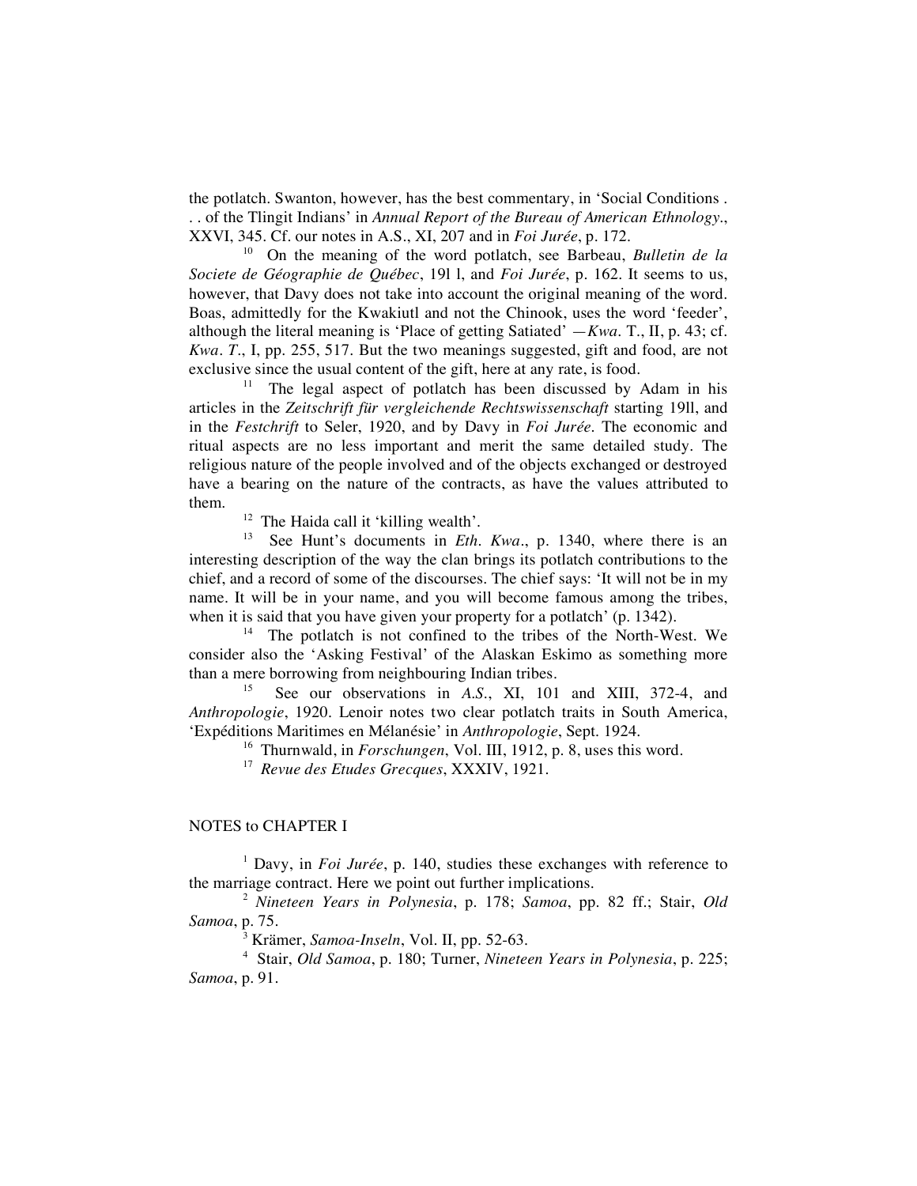the potlatch. Swanton, however, has the best commentary, in 'Social Conditions . . . of the Tlingit Indians' in *Annual Report of the Bureau of American Ethnology.*, XXVI, 345. Cf. our notes in A.S., XI, 207 and in *Foi Jurée*, p. 172.

[10] On the meaning of the word potlatch, see Barbeau, *Bulletin de la Societe de Géographie de Québec*, 19l l, and *Foi Jurée*, p. 162. It seems to us, however, that Davy does not take into account the original meaning of the word. Boas, admittedly for the Kwakiutl and not the Chinook, uses the word 'feeder', although the literal meaning is 'Place of getting Satiated' —*Kwa.* T., II, p. 43; cf. *Kwa. T.*, I, pp. 255, 517. But the two meanings suggested, gift and food, are not exclusive since the usual content of the gift, here at any rate, is food.

[11] The legal aspect of potlatch has been discussed by Adam in his articles in the *Zeitschrift für vergleichende Rechtswissenschaft* starting 19ll, and in the *Festchrift* to Seler, 1920, and by Davy in *Foi Jurée*. The economic and ritual aspects are no less important and merit the same detailed study. The religious nature of the people involved and of the objects exchanged or destroyed have a bearing on the nature of the contracts, as have the values attributed to them.

[12] The Haida call it 'killing wealth'.

[13] See Hunt's documents in *Eth. Kwa.*, p. 1340, where there is an interesting description of the way the clan brings its potlatch contributions to the chief, and a record of some of the discourses. The chief says: 'It will not be in my name. It will be in your name, and you will become famous among the tribes, when it is said that you have given your property for a potlatch' (p. 1342).

[14] The potlatch is not confined to the tribes of the North-West. We consider also the 'Asking Festival' of the Alaskan Eskimo as something more than a mere borrowing from neighbouring Indian tribes.

[15] See our observations in *A.S.*, XI, 101 and XIII, 372-4, and *Anthropologie*, 1920. Lenoir notes two clear potlatch traits in South America, 'Expéditions Maritimes en Mélanésie' in *Anthropologie*, Sept. 1924.

[16] Thurnwald, in *Forschungen*, Vol. III, 1912, p. 8, uses this word.

[17] *Revue des Etudes Grecques*, XXXIV, 1921.

## NOTES to CHAPTER I

[1] Davy, in *Foi Jurée*, p. 140, studies these exchanges with reference to the marriage contract. Here we point out further implications.

[2] *Nineteen Years in Polynesia*, p. 178; *Samoa*, pp. 82 ff.; Stair, *Old Samoa*, p. 75.

[3] Krämer, *Samoa-Inseln*, Vol. II, pp. 52-63.

[4] Stair, *Old Samoa*, p. 180; Turner, *Nineteen Years in Polynesia*, p. 225; *Samoa*, p. 91.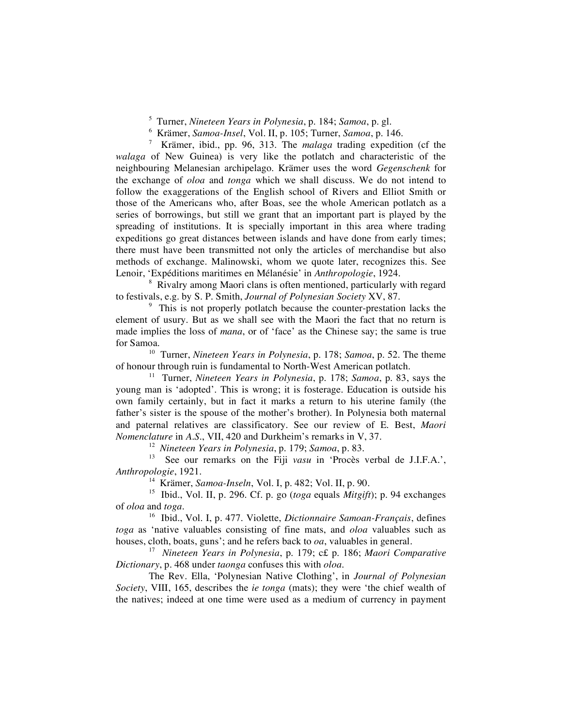[5] Turner, *Nineteen Years in Polynesia*, p. 184; *Samoa*, p. gl.

[6] Krämer, *Samoa-Insel*, Vol. II, p. 105; Turner, *Samoa*, p. 146.

[7] Krämer, ibid., pp. 96, 313. The *malaga* trading expedition (cf the *walaga* of New Guinea) is very like the potlatch and characteristic of the neighbouring Melanesian archipelago. Krämer uses the word *Gegenschenk* for the exchange of *oloa* and *tonga* which we shall discuss. We do not intend to follow the exaggerations of the English school of Rivers and Elliot Smith or those of the Americans who, after Boas, see the whole American potlatch as a series of borrowings, but still we grant that an important part is played by the spreading of institutions. It is specially important in this area where trading expeditions go great distances between islands and have done from early times; there must have been transmitted not only the articles of merchandise but also methods of exchange. Malinowski, whom we quote later, recognizes this. See Lenoir, 'Expéditions maritimes en Mélanésie' in *Anthropologie*, 1924.

[8] Rivalry among Maori clans is often mentioned, particularly with regard to festivals, e.g. by S. P. Smith, *Journal of Polynesian Society* XV, 87.

[9] This is not properly potlatch because the counter-prestation lacks the element of usury. But as we shall see with the Maori the fact that no return is made implies the loss of *mana*, or of 'face' as the Chinese say; the same is true for Samoa.

[10] Turner, *Nineteen Years in Polynesia*, p. 178; *Samoa*, p. 52. The theme of honour through ruin is fundamental to North-West American potlatch.

[11] Turner, *Nineteen Years in Polynesia*, p. 178; *Samoa*, p. 83, says the young man is 'adopted'. This is wrong; it is fosterage. Education is outside his own family certainly, but in fact it marks a return to his uterine family (the father's sister is the spouse of the mother's brother). In Polynesia both maternal and paternal relatives are classificatory. See our review of E. Best, *Maori Nomenclature* in *A.S.*, VII, 420 and Durkheim's remarks in V, 37.

[12] *Nineteen Years in Polynesia*, p. 179; *Samoa*, p. 83.

[13] See our remarks on the Fiji *vasu* in 'Procès verbal de J.I.F.A.', *Anthropologie*, 1921.

[14] Krämer, *Samoa-Inseln*, Vol. I, p. 482; Vol. II, p. 90.

[15] Ibid., Vol. II, p. 296. Cf. p. go (*toga* equals *Mitgift*); p. 94 exchanges of *oloa* and *toga*.

[16] Ibid., Vol. I, p. 477. Violette, *Dictionnaire Samoan-Français*, defines *toga* as 'native valuables consisting of fine mats, and *oloa* valuables such as houses, cloth, boats, guns'; and he refers back to *oa*, valuables in general.

[17] *Nineteen Years in Polynesia*, p. 179; c£ p. 186; *Maori Comparative Dictionary*, p. 468 under *taonga* confuses this with *oloa*.

The Rev. Ella, 'Polynesian Native Clothing', in *Journal of Polynesian Society*, VIII, 165, describes the *ie tonga* (mats); they were 'the chief wealth of the natives; indeed at one time were used as a medium of currency in payment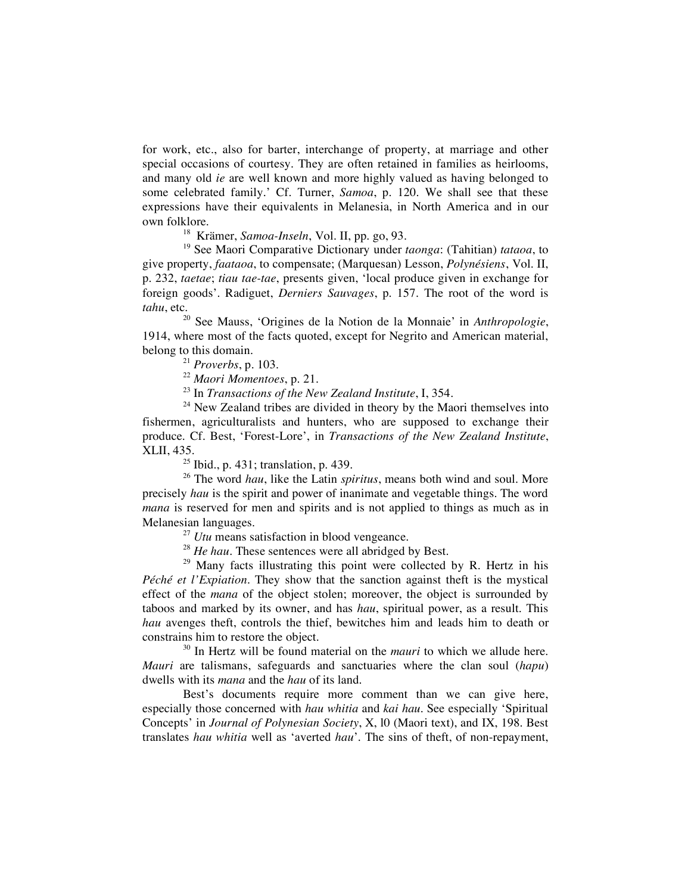for work, etc., also for barter, interchange of property, at marriage and other special occasions of courtesy. They are often retained in families as heirlooms, and many old *ie* are well known and more highly valued as having belonged to some celebrated family.' Cf. Turner, *Samoa*, p. 120. We shall see that these expressions have their equivalents in Melanesia, in North America and in our own folklore.

[18] Krämer, *Samoa-Inseln*, Vol. II, pp. go, 93.

[19] See Maori Comparative Dictionary under *taonga*: (Tahitian) *tataoa*, to give property, *faataoa*, to compensate; (Marquesan) Lesson, *Polynésiens*, Vol. II, p. 232, *taetae*; *tiau tae-tae*, presents given, 'local produce given in exchange for foreign goods'. Radiguet, *Derniers Sauvages*, p. 157. The root of the word is *tahu*, etc.

[20] See Mauss, 'Origines de la Notion de la Monnaie' in *Anthropologie*, 1914, where most of the facts quoted, except for Negrito and American material, belong to this domain.

[21] *Proverbs*, p. 103.

[22] *Maori Momentoes*, p. 21.

[23] In *Transactions of the New Zealand Institute*, I, 354.

[24] New Zealand tribes are divided in theory by the Maori themselves into fishermen, agriculturalists and hunters, who are supposed to exchange their produce. Cf. Best, 'Forest-Lore', in *Transactions of the New Zealand Institute*, XLII, 435.

[25] Ibid., p. 431; translation, p. 439.

[26] The word *hau*, like the Latin *spiritus*, means both wind and soul. More precisely *hau* is the spirit and power of inanimate and vegetable things. The word *mana* is reserved for men and spirits and is not applied to things as much as in Melanesian languages.

[27] *Utu* means satisfaction in blood vengeance.

[28] *He hau*. These sentences were all abridged by Best.

[29] Many facts illustrating this point were collected by R. Hertz in his *Péché et l'Expiation*. They show that the sanction against theft is the mystical effect of the *mana* of the object stolen; moreover, the object is surrounded by taboos and marked by its owner, and has *hau*, spiritual power, as a result. This *hau* avenges theft, controls the thief, bewitches him and leads him to death or constrains him to restore the object.

[30] In Hertz will be found material on the *mauri* to which we allude here. *Mauri* are talismans, safeguards and sanctuaries where the clan soul (*hapu*) dwells with its *mana* and the *hau* of its land.

Best's documents require more comment than we can give here, especially those concerned with *hau whitia* and *kai hau*. See especially 'Spiritual Concepts' in *Journal of Polynesian Society*, X, l0 (Maori text), and IX, 198. Best translates *hau whitia* well as 'averted *hau*'. The sins of theft, of non-repayment,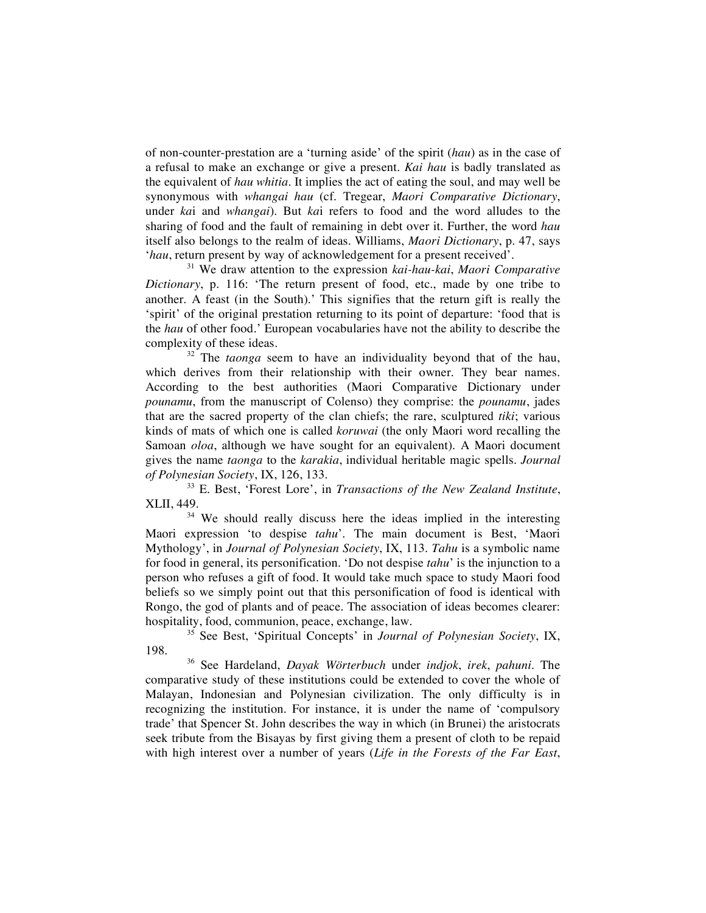of non-counter-prestation are a 'turning aside' of the spirit (*hau*) as in the case of a refusal to make an exchange or give a present. *Kai hau* is badly translated as the equivalent of *hau whitia*. It implies the act of eating the soul, and may well be synonymous with *whangai hau* (cf. Tregear, *Maori Comparative Dictionary*, under *ka*i and *whangai*). But *ka*i refers to food and the word alludes to the sharing of food and the fault of remaining in debt over it. Further, the word *hau* itself also belongs to the realm of ideas. Williams, *Maori Dictionary*, p. 47, says '*hau*, return present by way of acknowledgement for a present received'.

[31] We draw attention to the expression *kai-hau-kai*, *Maori Comparative Dictionary*, p. 116: 'The return present of food, etc., made by one tribe to another. A feast (in the South).' This signifies that the return gift is really the 'spirit' of the original prestation returning to its point of departure: 'food that is the *hau* of other food.' European vocabularies have not the ability to describe the complexity of these ideas.

[32] The *taonga* seem to have an individuality beyond that of the hau, which derives from their relationship with their owner. They bear names. According to the best authorities (Maori Comparative Dictionary under *pounamu*, from the manuscript of Colenso) they comprise: the *pounamu*, jades that are the sacred property of the clan chiefs; the rare, sculptured *tiki*; various kinds of mats of which one is called *koruwai* (the only Maori word recalling the Samoan *oloa*, although we have sought for an equivalent). A Maori document gives the name *taonga* to the *karakia*, individual heritable magic spells. *Journal of Polynesian Society*, IX, 126, 133.

[33] E. Best, 'Forest Lore', in *Transactions of the New Zealand Institute*, XLII, 449.

[34] We should really discuss here the ideas implied in the interesting Maori expression 'to despise *tahu*'. The main document is Best, 'Maori Mythology', in *Journal of Polynesian Society*, IX, 113. *Tahu* is a symbolic name for food in general, its personification. 'Do not despise *tahu*' is the injunction to a person who refuses a gift of food. It would take much space to study Maori food beliefs so we simply point out that this personification of food is identical with Rongo, the god of plants and of peace. The association of ideas becomes clearer: hospitality, food, communion, peace, exchange, law.

[35] See Best, 'Spiritual Concepts' in *Journal of Polynesian Society*, IX, 198.

[36] See Hardeland, *Dayak Wörterbuch* under *indjok*, *irek*, *pahuni*. The comparative study of these institutions could be extended to cover the whole of Malayan, Indonesian and Polynesian civilization. The only difficulty is in recognizing the institution. For instance, it is under the name of 'compulsory trade' that Spencer St. John describes the way in which (in Brunei) the aristocrats seek tribute from the Bisayas by first giving them a present of cloth to be repaid with high interest over a number of years (*Life in the Forests of the Far East*,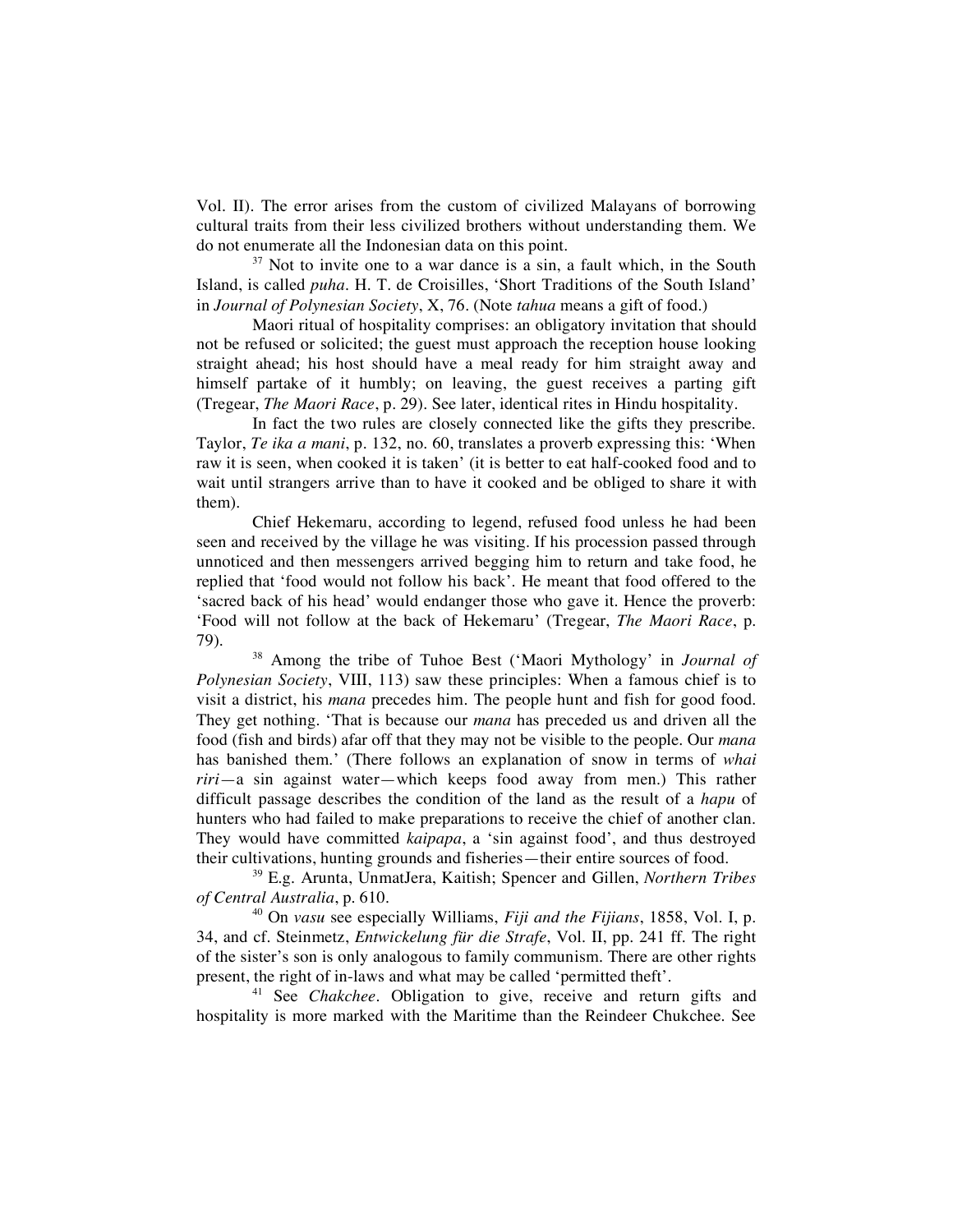Vol. II). The error arises from the custom of civilized Malayans of borrowing cultural traits from their less civilized brothers without understanding them. We do not enumerate all the Indonesian data on this point.

[37] Not to invite one to a war dance is a sin, a fault which, in the South Island, is called *puha*. H. T. de Croisilles, 'Short Traditions of the South Island' in *Journal of Polynesian Society*, X, 76. (Note *tahua* means a gift of food.)

Maori ritual of hospitality comprises: an obligatory invitation that should not be refused or solicited; the guest must approach the reception house looking straight ahead; his host should have a meal ready for him straight away and himself partake of it humbly; on leaving, the guest receives a parting gift (Tregear, *The Maori Race*, p. 29). See later, identical rites in Hindu hospitality.

In fact the two rules are closely connected like the gifts they prescribe. Taylor, *Te ika a mani*, p. 132, no. 60, translates a proverb expressing this: 'When raw it is seen, when cooked it is taken' (it is better to eat half-cooked food and to wait until strangers arrive than to have it cooked and be obliged to share it with them).

Chief Hekemaru, according to legend, refused food unless he had been seen and received by the village he was visiting. If his procession passed through unnoticed and then messengers arrived begging him to return and take food, he replied that 'food would not follow his back'. He meant that food offered to the 'sacred back of his head' would endanger those who gave it. Hence the proverb: 'Food will not follow at the back of Hekemaru' (Tregear, *The Maori Race*, p. 79).

[38] Among the tribe of Tuhoe Best ('Maori Mythology' in *Journal of Polynesian Society*, VIII, 113) saw these principles: When a famous chief is to visit a district, his *mana* precedes him. The people hunt and fish for good food. They get nothing. 'That is because our *mana* has preceded us and driven all the food (fish and birds) afar off that they may not be visible to the people. Our *mana* has banished them.' (There follows an explanation of snow in terms of *whai riri*—a sin against water—which keeps food away from men.) This rather difficult passage describes the condition of the land as the result of a *hapu* of hunters who had failed to make preparations to receive the chief of another clan. They would have committed *kaipapa*, a 'sin against food', and thus destroyed their cultivations, hunting grounds and fisheries—their entire sources of food.

[39] E.g. Arunta, UnmatJera, Kaitish; Spencer and Gillen, *Northern Tribes of Central Australia*, p. 610.

[40] On *vasu* see especially Williams, *Fiji and the Fijians*, 1858, Vol. I, p. 34, and cf. Steinmetz, *Entwickelung für die Strafe*, Vol. II, pp. 241 ff. The right of the sister's son is only analogous to family communism. There are other rights present, the right of in-laws and what may be called 'permitted theft'.

[41] See *Chakchee*. Obligation to give, receive and return gifts and hospitality is more marked with the Maritime than the Reindeer Chukchee. See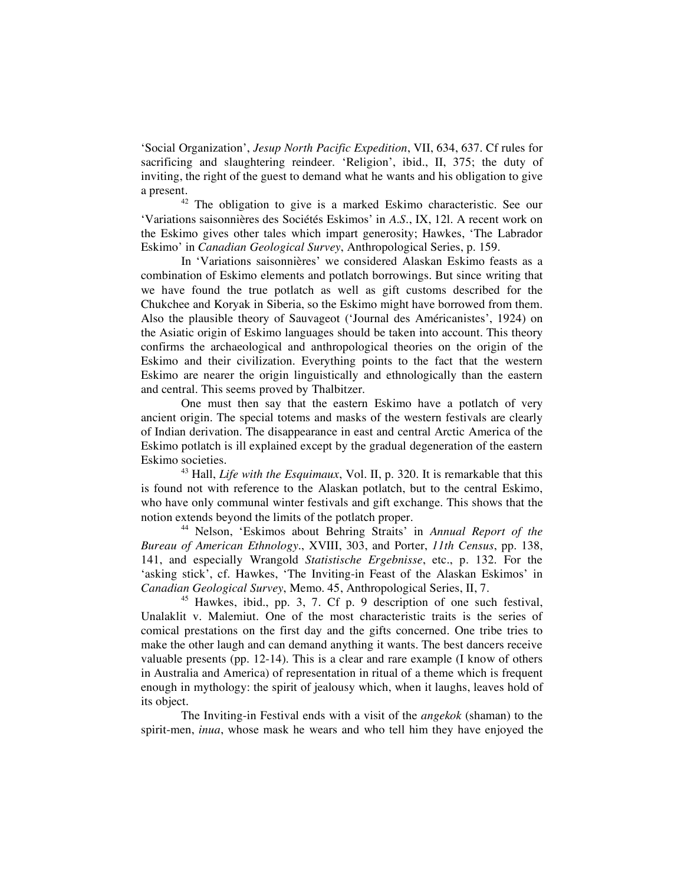'Social Organization', *Jesup North Pacific Expedition*, VII, 634, 637. Cf rules for sacrificing and slaughtering reindeer. 'Religion', ibid., II, 375; the duty of inviting, the right of the guest to demand what he wants and his obligation to give a present.

[42] The obligation to give is a marked Eskimo characteristic. See our 'Variations saisonnières des Sociétés Eskimos' in *A.S.*, IX, 12l. A recent work on the Eskimo gives other tales which impart generosity; Hawkes, 'The Labrador Eskimo' in *Canadian Geological Survey*, Anthropological Series, p. 159.

In 'Variations saisonnières' we considered Alaskan Eskimo feasts as a combination of Eskimo elements and potlatch borrowings. But since writing that we have found the true potlatch as well as gift customs described for the Chukchee and Koryak in Siberia, so the Eskimo might have borrowed from them. Also the plausible theory of Sauvageot ('Journal des Américanistes', 1924) on the Asiatic origin of Eskimo languages should be taken into account. This theory confirms the archaeological and anthropological theories on the origin of the Eskimo and their civilization. Everything points to the fact that the western Eskimo are nearer the origin linguistically and ethnologically than the eastern and central. This seems proved by Thalbitzer.

One must then say that the eastern Eskimo have a potlatch of very ancient origin. The special totems and masks of the western festivals are clearly of Indian derivation. The disappearance in east and central Arctic America of the Eskimo potlatch is ill explained except by the gradual degeneration of the eastern Eskimo societies.

[43] Hall, *Life with the Esquimaux*, Vol. II, p. 320. It is remarkable that this is found not with reference to the Alaskan potlatch, but to the central Eskimo, who have only communal winter festivals and gift exchange. This shows that the notion extends beyond the limits of the potlatch proper.

[44] Nelson, 'Eskimos about Behring Straits' in *Annual Report of the Bureau of American Ethnology*., XVIII, 303, and Porter, *11th Census*, pp. 138, 141, and especially Wrangold *Statistische Ergebnisse*, etc., p. 132. For the 'asking stick', cf. Hawkes, 'The Inviting-in Feast of the Alaskan Eskimos' in *Canadian Geological Survey*, Memo. 45, Anthropological Series, II, 7.

[45] Hawkes, ibid., pp. 3, 7. Cf p. 9 description of one such festival, Unalaklit v. Malemiut. One of the most characteristic traits is the series of comical prestations on the first day and the gifts concerned. One tribe tries to make the other laugh and can demand anything it wants. The best dancers receive valuable presents (pp. 12-14). This is a clear and rare example (I know of others in Australia and America) of representation in ritual of a theme which is frequent enough in mythology: the spirit of jealousy which, when it laughs, leaves hold of its object.

The Inviting-in Festival ends with a visit of the *angekok* (shaman) to the spirit-men, *inua*, whose mask he wears and who tell him they have enjoyed the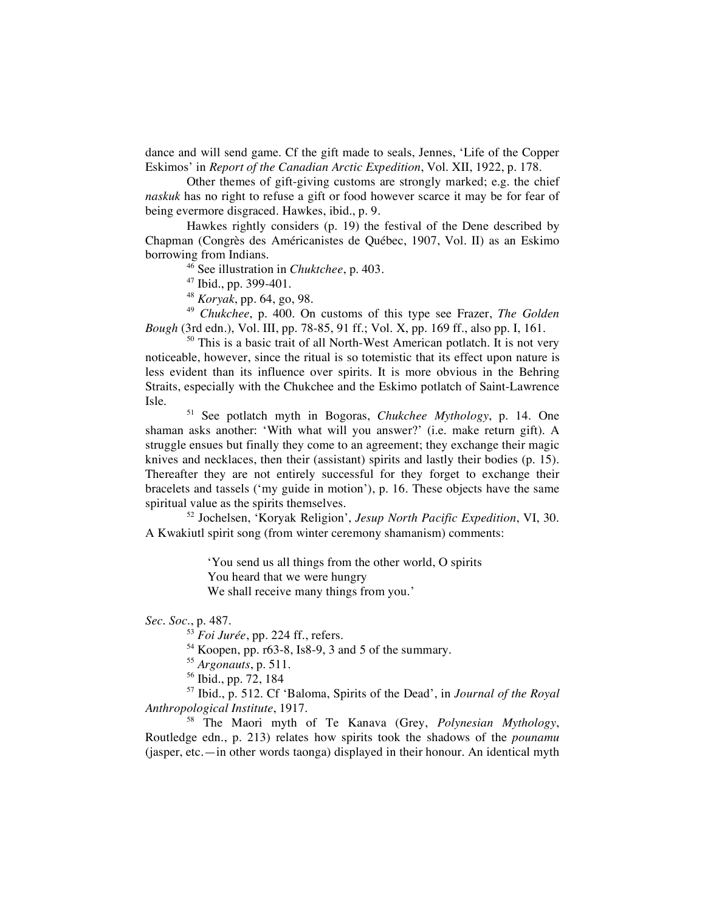dance and will send game. Cf the gift made to seals, Jennes, 'Life of the Copper Eskimos' in *Report of the Canadian Arctic Expedition*, Vol. XII, 1922, p. 178.

Other themes of gift-giving customs are strongly marked; e.g. the chief *naskuk* has no right to refuse a gift or food however scarce it may be for fear of being evermore disgraced. Hawkes, ibid., p. 9.

Hawkes rightly considers (p. 19) the festival of the Dene described by Chapman (Congrès des Américanistes de Québec, 1907, Vol. II) as an Eskimo borrowing from Indians.

[46] See illustration in *Chuktchee*, p. 403.

[47] Ibid., pp. 399-401.

[48] *Koryak*, pp. 64, go, 98.

[49] *Chukchee*, p. 400. On customs of this type see Frazer, *The Golden Bough* (3rd edn.), Vol. III, pp. 78-85, 91 ff.; Vol. X, pp. 169 ff., also pp. I, 161.

[50] This is a basic trait of all North-West American potlatch. It is not very noticeable, however, since the ritual is so totemistic that its effect upon nature is less evident than its influence over spirits. It is more obvious in the Behring Straits, especially with the Chukchee and the Eskimo potlatch of Saint-Lawrence Isle.

[51] See potlatch myth in Bogoras, *Chukchee Mythology*, p. 14. One shaman asks another: 'With what will you answer?' (i.e. make return gift). A struggle ensues but finally they come to an agreement; they exchange their magic knives and necklaces, then their (assistant) spirits and lastly their bodies (p. 15). Thereafter they are not entirely successful for they forget to exchange their bracelets and tassels ('my guide in motion'), p. 16. These objects have the same spiritual value as the spirits themselves.

[52] Jochelsen, 'Koryak Religion', *Jesup North Pacific Expedition*, VI, 30. A Kwakiutl spirit song (from winter ceremony shamanism) comments:

> 'You send us all things from the other world, O spirits
> You heard that we were hungry
> We shall receive many things from you.'

*Sec. Soc.*, p. 487.

[53] *Foi Jurée*, pp. 224 ff., refers.

[54] Koopen, pp. r63-8, Is8-9, 3 and 5 of the summary.

[55] *Argonauts*, p. 511.

[56] Ibid., pp. 72, 184

[57] Ibid., p. 512. Cf 'Baloma, Spirits of the Dead', in *Journal of the Royal Anthropological Institute*, 1917.

[58] The Maori myth of Te Kanava (Grey, *Polynesian Mythology*, Routledge edn., p. 213) relates how spirits took the shadows of the *pounamu* (jasper, etc.—in other words taonga) displayed in their honour. An identical myth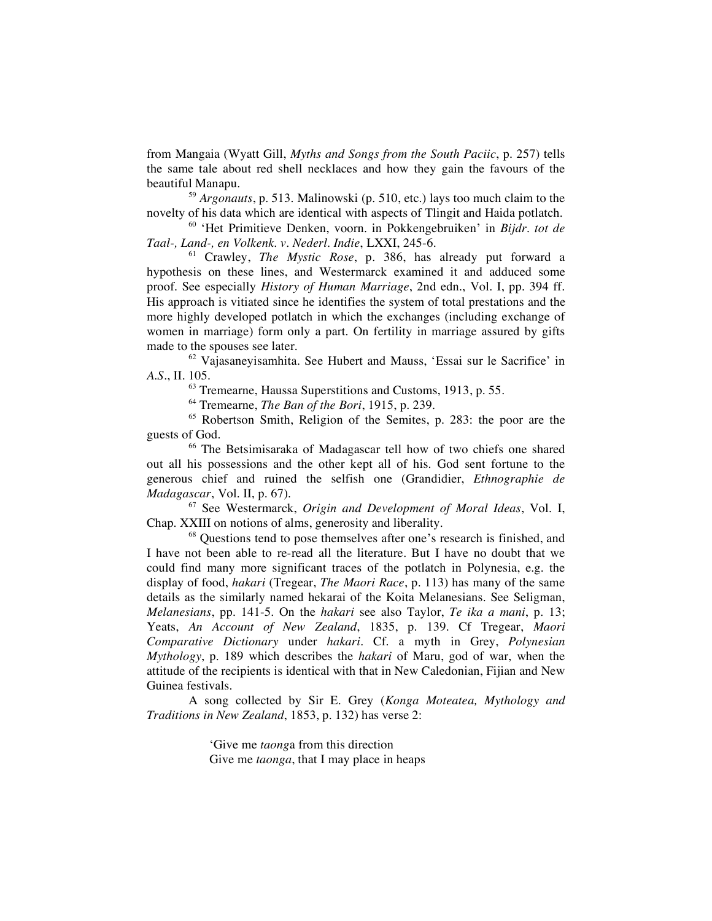from Mangaia (Wyatt Gill, *Myths and Songs from the South Paciic*, p. 257) tells the same tale about red shell necklaces and how they gain the favours of the beautiful Manapu.

[59] *Argonauts*, p. 513. Malinowski (p. 510, etc.) lays too much claim to the novelty of his data which are identical with aspects of Tlingit and Haida potlatch.

[60] 'Het Primitieve Denken, voorn. in Pokkengebruiken' in *Bijdr. tot de Taal-, Land-, en Volkenk. v. Nederl. Indie*, LXXI, 245-6.

[61] Crawley, *The Mystic Rose*, p. 386, has already put forward a hypothesis on these lines, and Westermarck examined it and adduced some proof. See especially *History of Human Marriage*, 2nd edn., Vol. I, pp. 394 ff. His approach is vitiated since he identifies the system of total prestations and the more highly developed potlatch in which the exchanges (including exchange of women in marriage) form only a part. On fertility in marriage assured by gifts made to the spouses see later.

[62] Vajasaneyisamhita. See Hubert and Mauss, 'Essai sur le Sacrifice' in *A.S*., II. 105.

[63] Tremearne, Haussa Superstitions and Customs, 1913, p. 55.

[64] Tremearne, *The Ban of the Bori*, 1915, p. 239.

[65] Robertson Smith, Religion of the Semites, p. 283: the poor are the guests of God.

[66] The Betsimisaraka of Madagascar tell how of two chiefs one shared out all his possessions and the other kept all of his. God sent fortune to the generous chief and ruined the selfish one (Grandidier, *Ethnographie de Madagascar*, Vol. II, p. 67).

[67] See Westermarck, *Origin and Development of Moral Ideas*, Vol. I, Chap. XXIII on notions of alms, generosity and liberality.

[68] Questions tend to pose themselves after one's research is finished, and I have not been able to re-read all the literature. But I have no doubt that we could find many more significant traces of the potlatch in Polynesia, e.g. the display of food, *hakari* (Tregear, *The Maori Race*, p. 113) has many of the same details as the similarly named hekarai of the Koita Melanesians. See Seligman, *Melanesians*, pp. 141-5. On the *hakari* see also Taylor, *Te ika a mani*, p. 13; Yeats, *An Account of New Zealand*, 1835, p. 139. Cf Tregear, *Maori Comparative Dictionary* under *hakari*. Cf. a myth in Grey, *Polynesian Mythology*, p. 189 which describes the *hakari* of Maru, god of war, when the attitude of the recipients is identical with that in New Caledonian, Fijian and New Guinea festivals.

A song collected by Sir E. Grey (*Konga Moteatea, Mythology and Traditions in New Zealand*, 1853, p. 132) has verse 2:

> 'Give me *taong*a from this direction
> Give me *taonga*, that I may place in heaps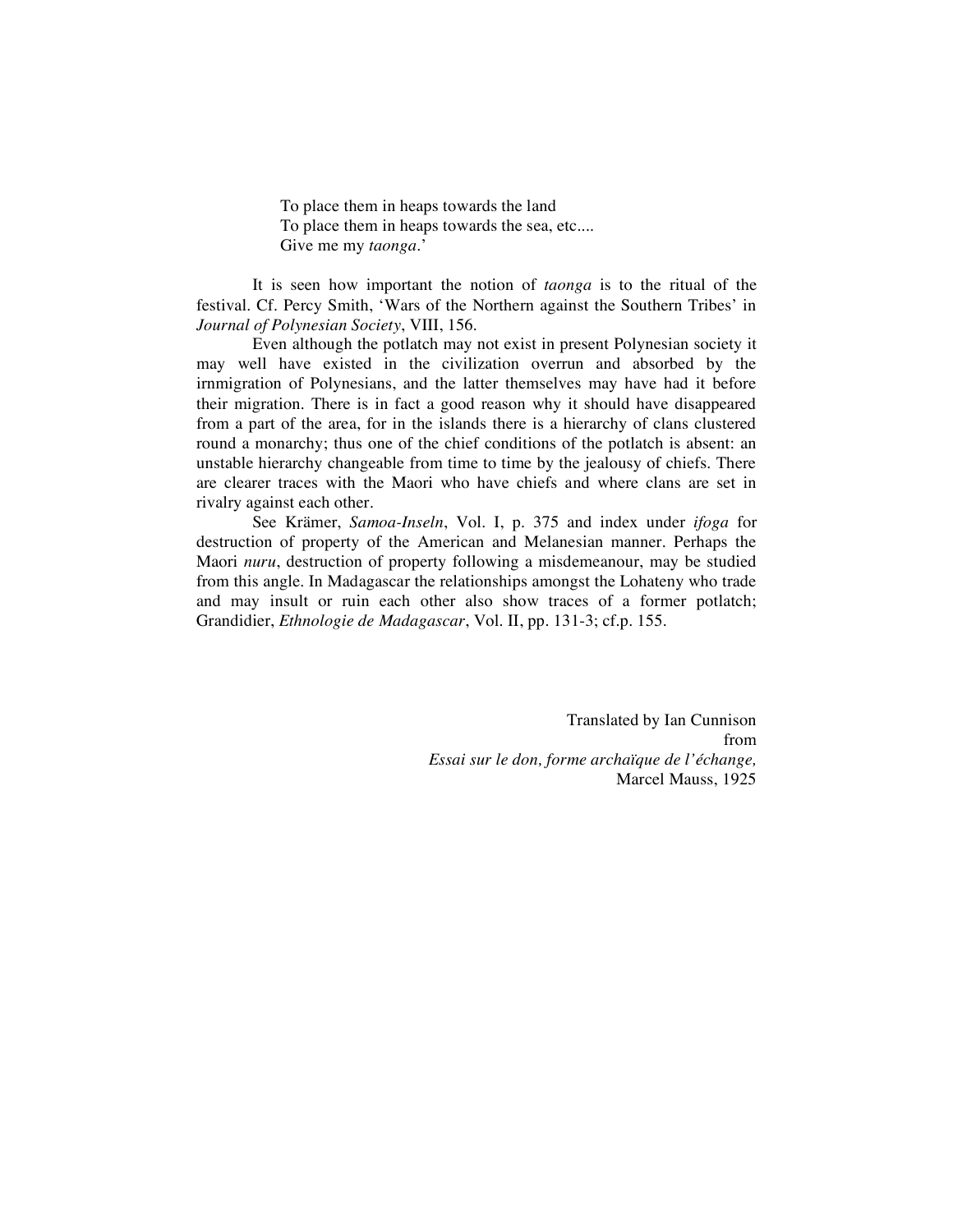> To place them in heaps towards the land
> To place them in heaps towards the sea, etc....
> Give me my *taonga*.'

It is seen how important the notion of *taonga* is to the ritual of the festival. Cf. Percy Smith, 'Wars of the Northern against the Southern Tribes' in *Journal of Polynesian Society*, VIII, 156.

Even although the potlatch may not exist in present Polynesian society it may well have existed in the civilization overrun and absorbed by the irnmigration of Polynesians, and the latter themselves may have had it before their migration. There is in fact a good reason why it should have disappeared from a part of the area, for in the islands there is a hierarchy of clans clustered round a monarchy; thus one of the chief conditions of the potlatch is absent: an unstable hierarchy changeable from time to time by the jealousy of chiefs. There are clearer traces with the Maori who have chiefs and where clans are set in rivalry against each other.

See Krämer, *Samoa-Inseln*, Vol. I, p. 375 and index under *ifoga* for destruction of property of the American and Melanesian manner. Perhaps the Maori *nuru*, destruction of property following a misdemeanour, may be studied from this angle. In Madagascar the relationships amongst the Lohateny who trade and may insult or ruin each other also show traces of a former potlatch; Grandidier, *Ethnologie de Madagascar*, Vol. II, pp. 131-3; cf.p. 155.

Translated by Ian Cunnison
from
*Essai sur le don, forme archaïque de l'échange,*
Marcel Mauss, 1925